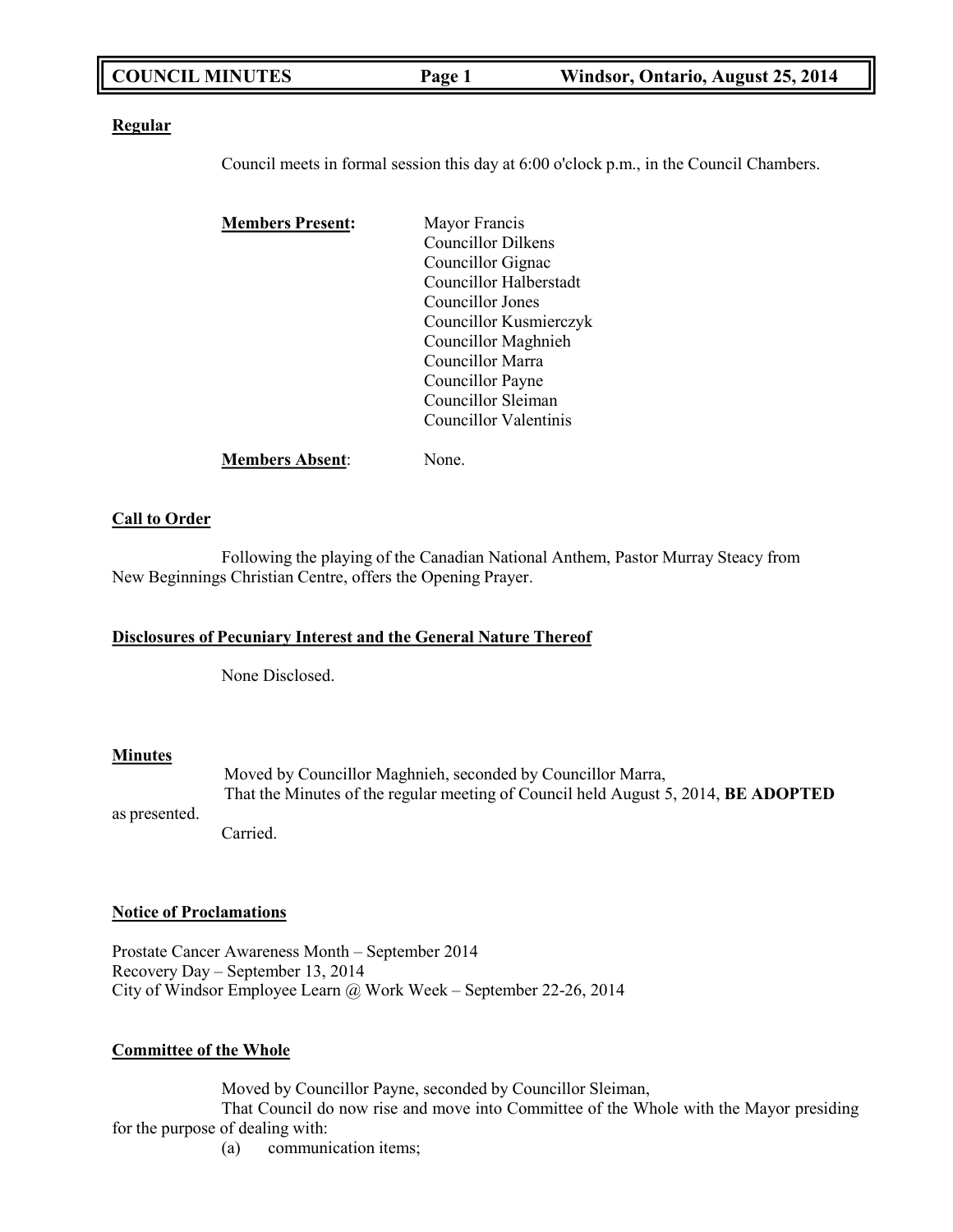**COUNCIL MINUTES — Windsor, Ontario, August 25, 2014**

**Regular**

Council meets in formal session this day at 6:00 o'clock p.m., in the Council Chambers.

**Members Present:**

Mayor Francis
Councillor Dilkens
Councillor Gignac
Councillor Halberstadt
Councillor Jones
Councillor Kusmierczyk
Councillor Maghnieh
Councillor Marra
Councillor Payne
Councillor Sleiman
Councillor Valentinis

**Members Absent**: None.

**Call to Order**

Following the playing of the Canadian National Anthem, Pastor Murray Steacy from New Beginnings Christian Centre, offers the Opening Prayer.

**Disclosures of Pecuniary Interest and the General Nature Thereof**

None Disclosed.

**Minutes**

Moved by Councillor Maghnieh, seconded by Councillor Marra,
That the Minutes of the regular meeting of Council held August 5, 2014, **BE ADOPTED** as presented.
Carried.

**Notice of Proclamations**

Prostate Cancer Awareness Month – September 2014
Recovery Day – September 13, 2014
City of Windsor Employee Learn @ Work Week – September 22-26, 2014

**Committee of the Whole**

Moved by Councillor Payne, seconded by Councillor Sleiman,
That Council do now rise and move into Committee of the Whole with the Mayor presiding for the purpose of dealing with:

(a) communication items;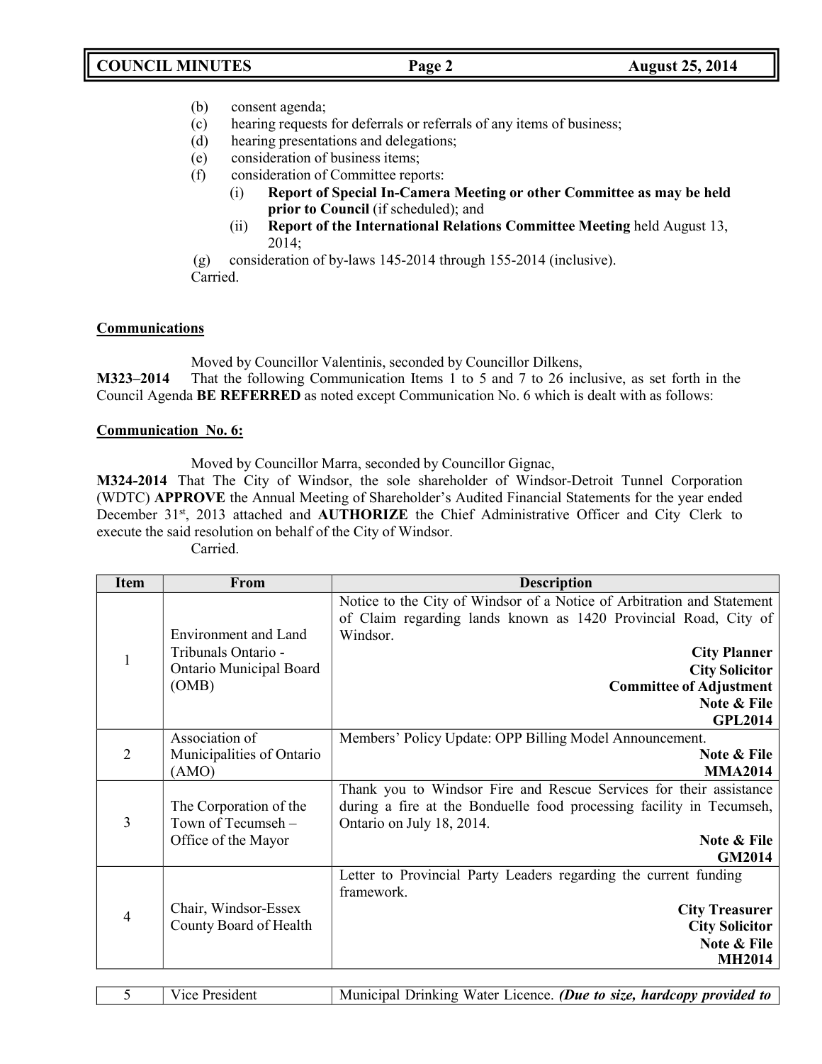(b) consent agenda;
(c) hearing requests for deferrals or referrals of any items of business;
(d) hearing presentations and delegations;
(e) consideration of business items;
(f) consideration of Committee reports:
    (i) **Report of Special In-Camera Meeting or other Committee as may be held prior to Council** (if scheduled); and
    (ii) **Report of the International Relations Committee Meeting** held August 13, 2014;

(g) consideration of by-laws 145-2014 through 155-2014 (inclusive).
Carried.

**Communications**

Moved by Councillor Valentinis, seconded by Councillor Dilkens,
**M323–2014** That the following Communication Items 1 to 5 and 7 to 26 inclusive, as set forth in the Council Agenda **BE REFERRED** as noted except Communication No. 6 which is dealt with as follows:

**Communication No. 6:**

Moved by Councillor Marra, seconded by Councillor Gignac,
**M324-2014** That The City of Windsor, the sole shareholder of Windsor-Detroit Tunnel Corporation (WDTC) **APPROVE** the Annual Meeting of Shareholder's Audited Financial Statements for the year ended December 31st, 2013 attached and **AUTHORIZE** the Chief Administrative Officer and City Clerk to execute the said resolution on behalf of the City of Windsor.
Carried.

| Item | From | Description |
|---|---|---|
| 1 | Environment and Land Tribunals Ontario - Ontario Municipal Board (OMB) | Notice to the City of Windsor of a Notice of Arbitration and Statement of Claim regarding lands known as 1420 Provincial Road, City of Windsor. **City Planner** **City Solicitor** **Committee of Adjustment** **Note & File** **GPL2014** |
| 2 | Association of Municipalities of Ontario (AMO) | Members' Policy Update: OPP Billing Model Announcement. **Note & File** **MMA2014** |
| 3 | The Corporation of the Town of Tecumseh – Office of the Mayor | Thank you to Windsor Fire and Rescue Services for their assistance during a fire at the Bonduelle food processing facility in Tecumseh, Ontario on July 18, 2014. **Note & File** **GM2014** |
| 4 | Chair, Windsor-Essex County Board of Health | Letter to Provincial Party Leaders regarding the current funding framework. **City Treasurer** **City Solicitor** **Note & File** **MH2014** |
| 5 | Vice President | Municipal Drinking Water Licence. ***(Due to size, hardcopy provided to*** |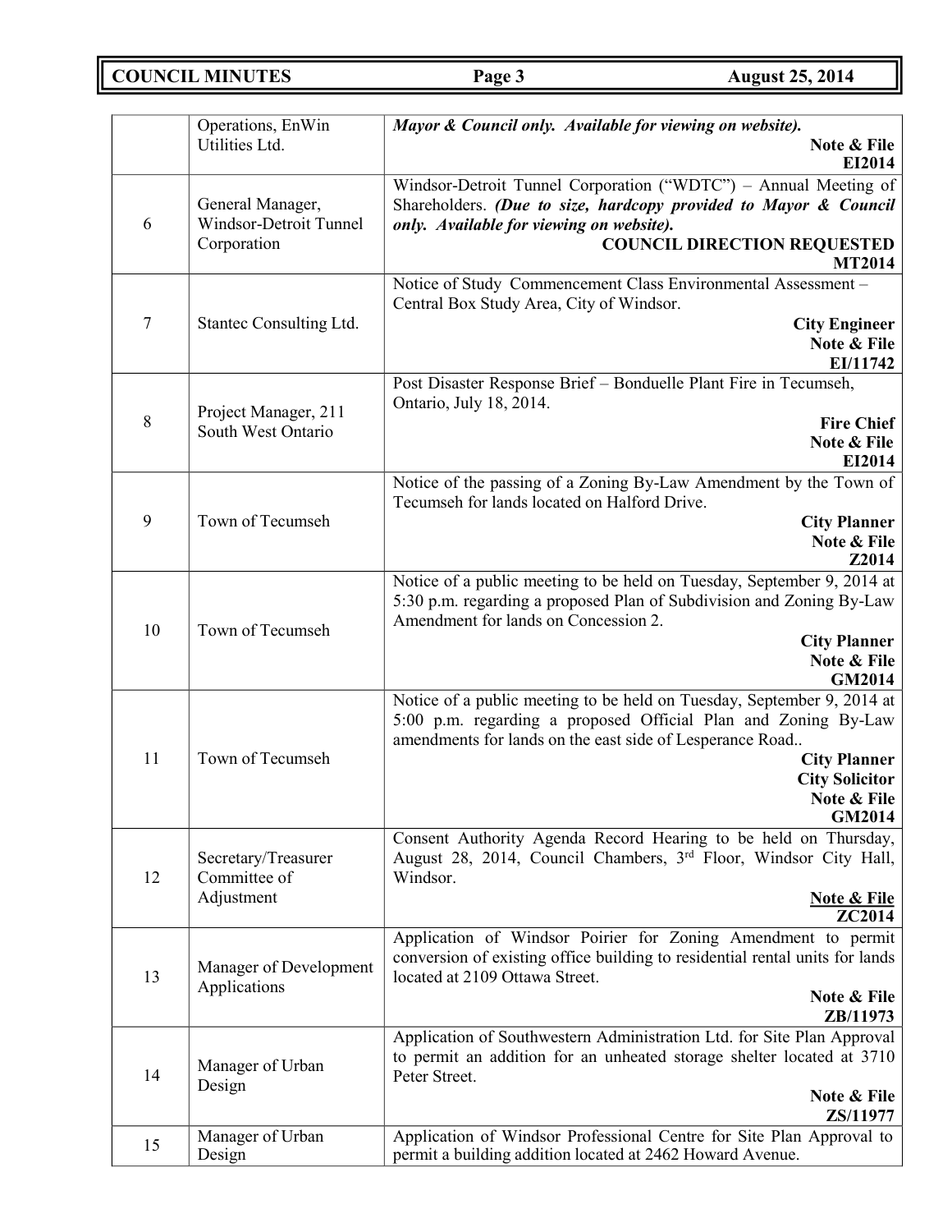|  | Operations, EnWin Utilities Ltd. | ***Mayor & Council only. Available for viewing on website).*** **Note & File** **EI2014** |
|---|---|---|
| 6 | General Manager, Windsor-Detroit Tunnel Corporation | Windsor-Detroit Tunnel Corporation ("WDTC") – Annual Meeting of Shareholders. ***(Due to size, hardcopy provided to Mayor & Council only. Available for viewing on website).*** **COUNCIL DIRECTION REQUESTED** **MT2014** |
| 7 | Stantec Consulting Ltd. | Notice of Study Commencement Class Environmental Assessment – Central Box Study Area, City of Windsor. **City Engineer** **Note & File** **EI/11742** |
| 8 | Project Manager, 211 South West Ontario | Post Disaster Response Brief – Bonduelle Plant Fire in Tecumseh, Ontario, July 18, 2014. **Fire Chief** **Note & File** **EI2014** |
| 9 | Town of Tecumseh | Notice of the passing of a Zoning By-Law Amendment by the Town of Tecumseh for lands located on Halford Drive. **City Planner** **Note & File** **Z2014** |
| 10 | Town of Tecumseh | Notice of a public meeting to be held on Tuesday, September 9, 2014 at 5:30 p.m. regarding a proposed Plan of Subdivision and Zoning By-Law Amendment for lands on Concession 2. **City Planner** **Note & File** **GM2014** |
| 11 | Town of Tecumseh | Notice of a public meeting to be held on Tuesday, September 9, 2014 at 5:00 p.m. regarding a proposed Official Plan and Zoning By-Law amendments for lands on the east side of Lesperance Road.. **City Planner** **City Solicitor** **Note & File** **GM2014** |
| 12 | Secretary/Treasurer Committee of Adjustment | Consent Authority Agenda Record Hearing to be held on Thursday, August 28, 2014, Council Chambers, 3rd Floor, Windsor City Hall, Windsor. **Note & File** **ZC2014** |
| 13 | Manager of Development Applications | Application of Windsor Poirier for Zoning Amendment to permit conversion of existing office building to residential rental units for lands located at 2109 Ottawa Street. **Note & File** **ZB/11973** |
| 14 | Manager of Urban Design | Application of Southwestern Administration Ltd. for Site Plan Approval to permit an addition for an unheated storage shelter located at 3710 Peter Street. **Note & File** **ZS/11977** |
| 15 | Manager of Urban Design | Application of Windsor Professional Centre for Site Plan Approval to permit a building addition located at 2462 Howard Avenue. |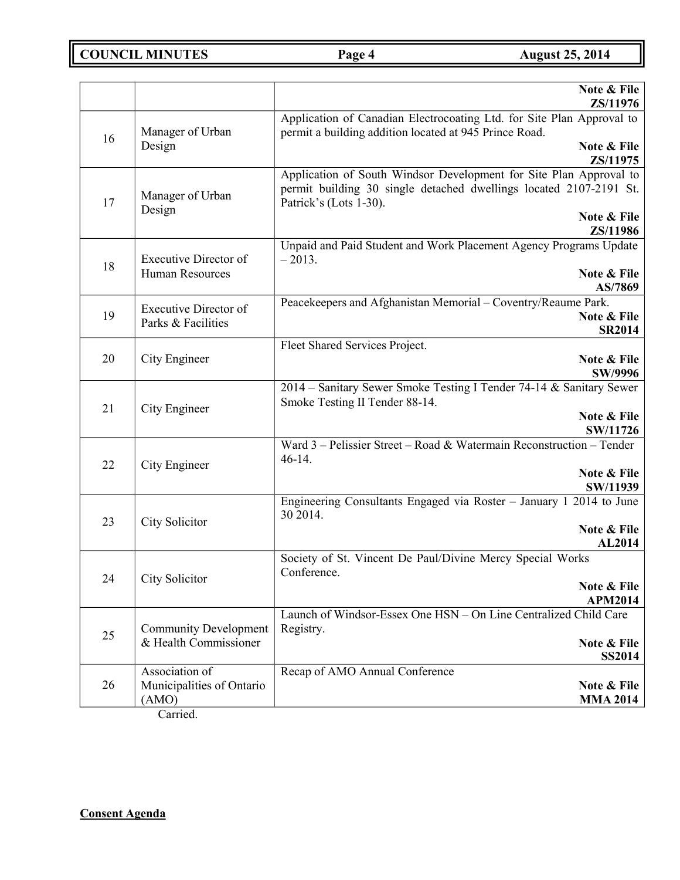| | | |
|---|---|---|
| | | **Note & File ZS/11976** |
| 16 | Manager of Urban Design | Application of Canadian Electrocoating Ltd. for Site Plan Approval to permit a building addition located at 945 Prince Road. **Note & File ZS/11975** |
| 17 | Manager of Urban Design | Application of South Windsor Development for Site Plan Approval to permit building 30 single detached dwellings located 2107-2191 St. Patrick's (Lots 1-30). **Note & File ZS/11986** |
| 18 | Executive Director of Human Resources | Unpaid and Paid Student and Work Placement Agency Programs Update – 2013. **Note & File AS/7869** |
| 19 | Executive Director of Parks & Facilities | Peacekeepers and Afghanistan Memorial – Coventry/Reaume Park. **Note & File SR2014** |
| 20 | City Engineer | Fleet Shared Services Project. **Note & File SW/9996** |
| 21 | City Engineer | 2014 – Sanitary Sewer Smoke Testing I Tender 74-14 & Sanitary Sewer Smoke Testing II Tender 88-14. **Note & File SW/11726** |
| 22 | City Engineer | Ward 3 – Pelissier Street – Road & Watermain Reconstruction – Tender 46-14. **Note & File SW/11939** |
| 23 | City Solicitor | Engineering Consultants Engaged via Roster – January 1 2014 to June 30 2014. **Note & File AL2014** |
| 24 | City Solicitor | Society of St. Vincent De Paul/Divine Mercy Special Works Conference. **Note & File APM2014** |
| 25 | Community Development & Health Commissioner | Launch of Windsor-Essex One HSN – On Line Centralized Child Care Registry. **Note & File SS2014** |
| 26 | Association of Municipalities of Ontario (AMO) | Recap of AMO Annual Conference **Note & File MMA 2014** |

Carried.

**Consent Agenda**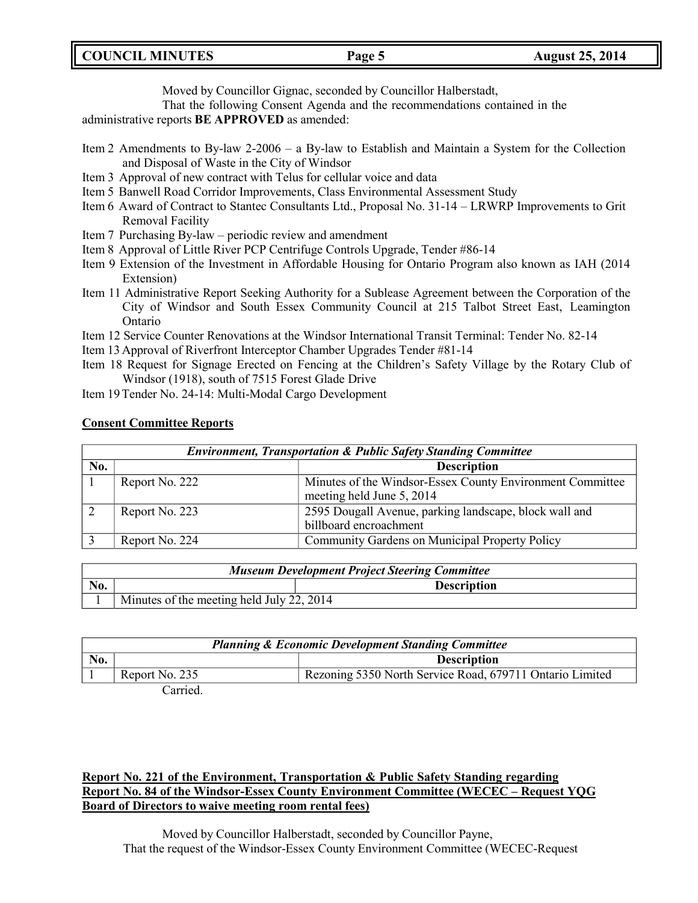Moved by Councillor Gignac, seconded by Councillor Halberstadt,

That the following Consent Agenda and the recommendations contained in the administrative reports **BE APPROVED** as amended:

- Item 2 Amendments to By-law 2-2006 – a By-law to Establish and Maintain a System for the Collection and Disposal of Waste in the City of Windsor
- Item 3 Approval of new contract with Telus for cellular voice and data
- Item 5 Banwell Road Corridor Improvements, Class Environmental Assessment Study
- Item 6 Award of Contract to Stantec Consultants Ltd., Proposal No. 31-14 – LRWRP Improvements to Grit Removal Facility
- Item 7 Purchasing By-law – periodic review and amendment
- Item 8 Approval of Little River PCP Centrifuge Controls Upgrade, Tender #86-14
- Item 9 Extension of the Investment in Affordable Housing for Ontario Program also known as IAH (2014 Extension)
- Item 11 Administrative Report Seeking Authority for a Sublease Agreement between the Corporation of the City of Windsor and South Essex Community Council at 215 Talbot Street East, Leamington Ontario
- Item 12 Service Counter Renovations at the Windsor International Transit Terminal: Tender No. 82-14
- Item 13 Approval of Riverfront Interceptor Chamber Upgrades Tender #81-14
- Item 18 Request for Signage Erected on Fencing at the Children's Safety Village by the Rotary Club of Windsor (1918), south of 7515 Forest Glade Drive
- Item 19 Tender No. 24-14: Multi-Modal Cargo Development

**Consent Committee Reports**

| ***Environment, Transportation & Public Safety Standing Committee*** | | |
|---|---|---|
| **No.** | | **Description** |
| 1 | Report No. 222 | Minutes of the Windsor-Essex County Environment Committee meeting held June 5, 2014 |
| 2 | Report No. 223 | 2595 Dougall Avenue, parking landscape, block wall and billboard encroachment |
| 3 | Report No. 224 | Community Gardens on Municipal Property Policy |

| ***Museum Development Project Steering Committee*** | |
|---|---|
| **No.** | **Description** |
| 1 | Minutes of the meeting held July 22, 2014 |

| ***Planning & Economic Development Standing Committee*** | | |
|---|---|---|
| **No.** | | **Description** |
| 1 | Report No. 235 | Rezoning 5350 North Service Road, 679711 Ontario Limited |

Carried.

**Report No. 221 of the Environment, Transportation & Public Safety Standing regarding Report No. 84 of the Windsor-Essex County Environment Committee (WECEC – Request YQG Board of Directors to waive meeting room rental fees)**

Moved by Councillor Halberstadt, seconded by Councillor Payne,

That the request of the Windsor-Essex County Environment Committee (WECEC-Request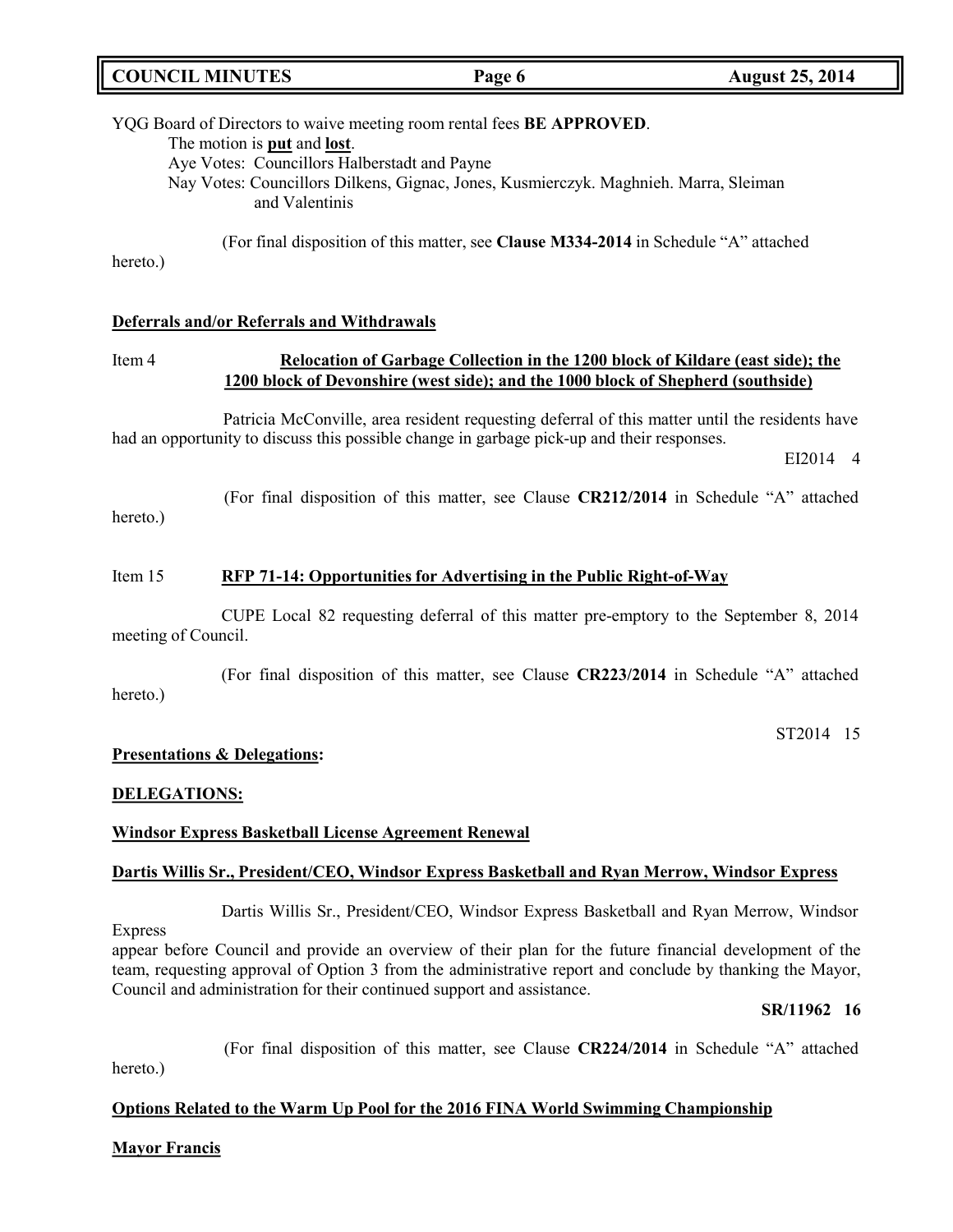YQG Board of Directors to waive meeting room rental fees **BE APPROVED**.

The motion is **put** and **lost**.

Aye Votes: Councillors Halberstadt and Payne

Nay Votes: Councillors Dilkens, Gignac, Jones, Kusmierczyk. Maghnieh. Marra, Sleiman and Valentinis

(For final disposition of this matter, see **Clause M334-2014** in Schedule "A" attached hereto.)

**Deferrals and/or Referrals and Withdrawals**

Item 4 **Relocation of Garbage Collection in the 1200 block of Kildare (east side); the 1200 block of Devonshire (west side); and the 1000 block of Shepherd (southside)**

Patricia McConville, area resident requesting deferral of this matter until the residents have had an opportunity to discuss this possible change in garbage pick-up and their responses.

EI2014 4

(For final disposition of this matter, see Clause **CR212/2014** in Schedule "A" attached hereto.)

Item 15 **RFP 71-14: Opportunities for Advertising in the Public Right-of-Way**

CUPE Local 82 requesting deferral of this matter pre-emptory to the September 8, 2014 meeting of Council.

(For final disposition of this matter, see Clause **CR223/2014** in Schedule "A" attached hereto.)

ST2014 15

**Presentations & Delegations:**

**DELEGATIONS:**

**Windsor Express Basketball License Agreement Renewal**

**Dartis Willis Sr., President/CEO, Windsor Express Basketball and Ryan Merrow, Windsor Express**

Dartis Willis Sr., President/CEO, Windsor Express Basketball and Ryan Merrow, Windsor Express appear before Council and provide an overview of their plan for the future financial development of the team, requesting approval of Option 3 from the administrative report and conclude by thanking the Mayor, Council and administration for their continued support and assistance.

**SR/11962 16**

(For final disposition of this matter, see Clause **CR224/2014** in Schedule "A" attached hereto.)

**Options Related to the Warm Up Pool for the 2016 FINA World Swimming Championship**

**Mayor Francis**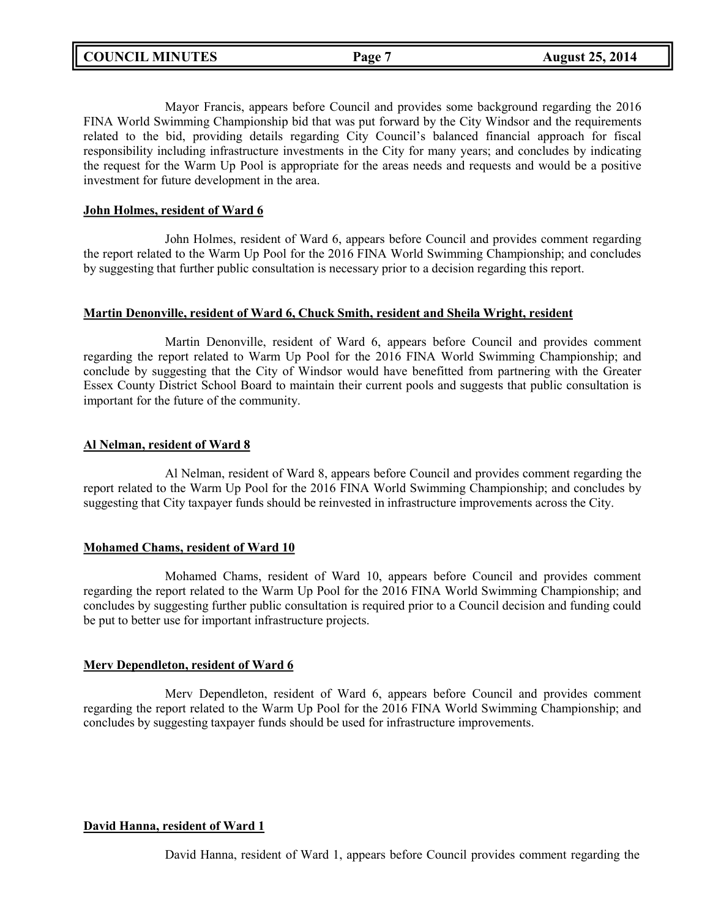Mayor Francis, appears before Council and provides some background regarding the 2016 FINA World Swimming Championship bid that was put forward by the City Windsor and the requirements related to the bid, providing details regarding City Council's balanced financial approach for fiscal responsibility including infrastructure investments in the City for many years; and concludes by indicating the request for the Warm Up Pool is appropriate for the areas needs and requests and would be a positive investment for future development in the area.

**John Holmes, resident of Ward 6**

John Holmes, resident of Ward 6, appears before Council and provides comment regarding the report related to the Warm Up Pool for the 2016 FINA World Swimming Championship; and concludes by suggesting that further public consultation is necessary prior to a decision regarding this report.

**Martin Denonville, resident of Ward 6, Chuck Smith, resident and Sheila Wright, resident**

Martin Denonville, resident of Ward 6, appears before Council and provides comment regarding the report related to Warm Up Pool for the 2016 FINA World Swimming Championship; and conclude by suggesting that the City of Windsor would have benefitted from partnering with the Greater Essex County District School Board to maintain their current pools and suggests that public consultation is important for the future of the community.

**Al Nelman, resident of Ward 8**

Al Nelman, resident of Ward 8, appears before Council and provides comment regarding the report related to the Warm Up Pool for the 2016 FINA World Swimming Championship; and concludes by suggesting that City taxpayer funds should be reinvested in infrastructure improvements across the City.

**Mohamed Chams, resident of Ward 10**

Mohamed Chams, resident of Ward 10, appears before Council and provides comment regarding the report related to the Warm Up Pool for the 2016 FINA World Swimming Championship; and concludes by suggesting further public consultation is required prior to a Council decision and funding could be put to better use for important infrastructure projects.

**Merv Dependleton, resident of Ward 6**

Merv Dependleton, resident of Ward 6, appears before Council and provides comment regarding the report related to the Warm Up Pool for the 2016 FINA World Swimming Championship; and concludes by suggesting taxpayer funds should be used for infrastructure improvements.

**David Hanna, resident of Ward 1**

David Hanna, resident of Ward 1, appears before Council provides comment regarding the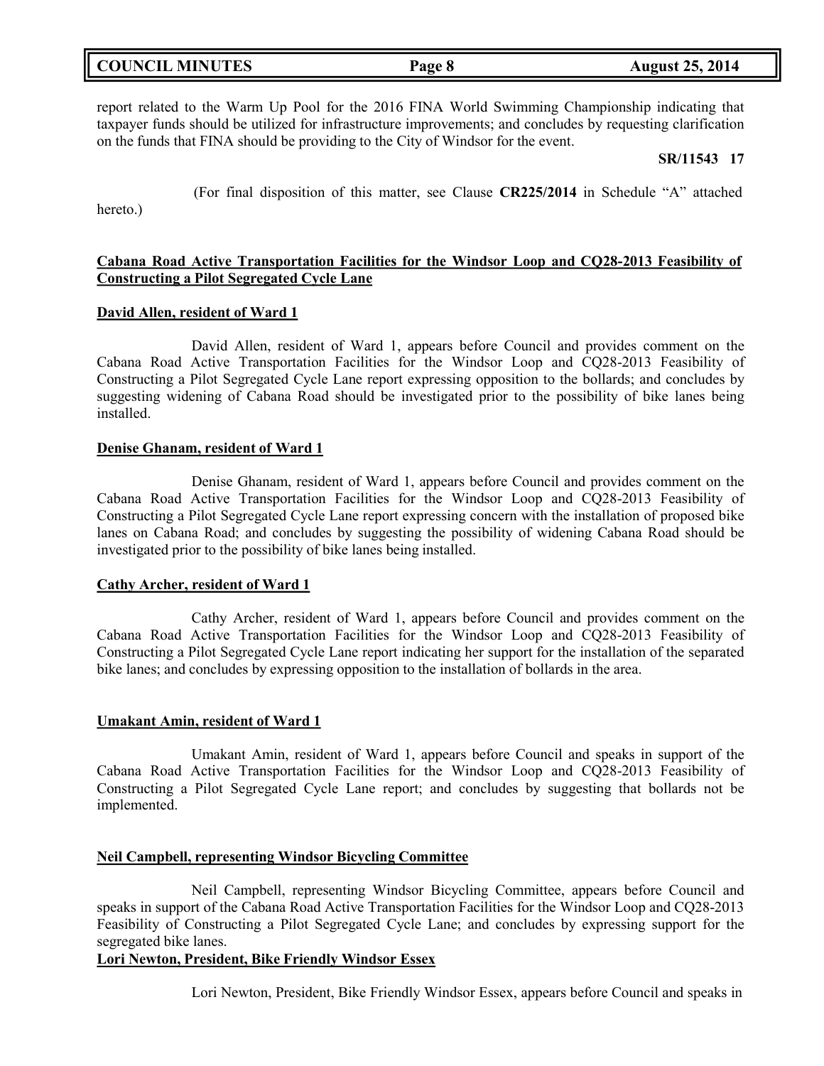report related to the Warm Up Pool for the 2016 FINA World Swimming Championship indicating that taxpayer funds should be utilized for infrastructure improvements; and concludes by requesting clarification on the funds that FINA should be providing to the City of Windsor for the event.

**SR/11543 17**

(For final disposition of this matter, see Clause **CR225/2014** in Schedule "A" attached hereto.)

**Cabana Road Active Transportation Facilities for the Windsor Loop and CQ28-2013 Feasibility of Constructing a Pilot Segregated Cycle Lane**

**David Allen, resident of Ward 1**

David Allen, resident of Ward 1, appears before Council and provides comment on the Cabana Road Active Transportation Facilities for the Windsor Loop and CQ28-2013 Feasibility of Constructing a Pilot Segregated Cycle Lane report expressing opposition to the bollards; and concludes by suggesting widening of Cabana Road should be investigated prior to the possibility of bike lanes being installed.

**Denise Ghanam, resident of Ward 1**

Denise Ghanam, resident of Ward 1, appears before Council and provides comment on the Cabana Road Active Transportation Facilities for the Windsor Loop and CQ28-2013 Feasibility of Constructing a Pilot Segregated Cycle Lane report expressing concern with the installation of proposed bike lanes on Cabana Road; and concludes by suggesting the possibility of widening Cabana Road should be investigated prior to the possibility of bike lanes being installed.

**Cathy Archer, resident of Ward 1**

Cathy Archer, resident of Ward 1, appears before Council and provides comment on the Cabana Road Active Transportation Facilities for the Windsor Loop and CQ28-2013 Feasibility of Constructing a Pilot Segregated Cycle Lane report indicating her support for the installation of the separated bike lanes; and concludes by expressing opposition to the installation of bollards in the area.

**Umakant Amin, resident of Ward 1**

Umakant Amin, resident of Ward 1, appears before Council and speaks in support of the Cabana Road Active Transportation Facilities for the Windsor Loop and CQ28-2013 Feasibility of Constructing a Pilot Segregated Cycle Lane report; and concludes by suggesting that bollards not be implemented.

**Neil Campbell, representing Windsor Bicycling Committee**

Neil Campbell, representing Windsor Bicycling Committee, appears before Council and speaks in support of the Cabana Road Active Transportation Facilities for the Windsor Loop and CQ28-2013 Feasibility of Constructing a Pilot Segregated Cycle Lane; and concludes by expressing support for the segregated bike lanes.

**Lori Newton, President, Bike Friendly Windsor Essex**

Lori Newton, President, Bike Friendly Windsor Essex, appears before Council and speaks in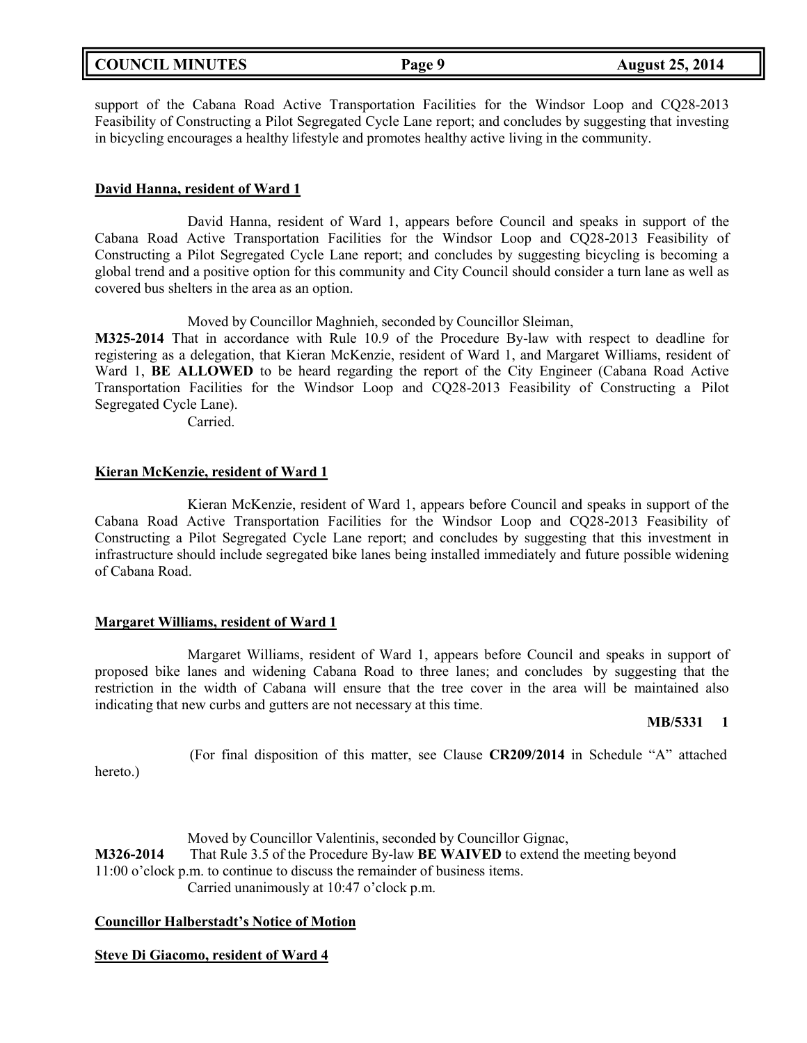support of the Cabana Road Active Transportation Facilities for the Windsor Loop and CQ28-2013 Feasibility of Constructing a Pilot Segregated Cycle Lane report; and concludes by suggesting that investing in bicycling encourages a healthy lifestyle and promotes healthy active living in the community.

**David Hanna, resident of Ward 1**

David Hanna, resident of Ward 1, appears before Council and speaks in support of the Cabana Road Active Transportation Facilities for the Windsor Loop and CQ28-2013 Feasibility of Constructing a Pilot Segregated Cycle Lane report; and concludes by suggesting bicycling is becoming a global trend and a positive option for this community and City Council should consider a turn lane as well as covered bus shelters in the area as an option.

Moved by Councillor Maghnieh, seconded by Councillor Sleiman,

**M325-2014** That in accordance with Rule 10.9 of the Procedure By-law with respect to deadline for registering as a delegation, that Kieran McKenzie, resident of Ward 1, and Margaret Williams, resident of Ward 1, **BE ALLOWED** to be heard regarding the report of the City Engineer (Cabana Road Active Transportation Facilities for the Windsor Loop and CQ28-2013 Feasibility of Constructing a Pilot Segregated Cycle Lane).

Carried.

**Kieran McKenzie, resident of Ward 1**

Kieran McKenzie, resident of Ward 1, appears before Council and speaks in support of the Cabana Road Active Transportation Facilities for the Windsor Loop and CQ28-2013 Feasibility of Constructing a Pilot Segregated Cycle Lane report; and concludes by suggesting that this investment in infrastructure should include segregated bike lanes being installed immediately and future possible widening of Cabana Road.

**Margaret Williams, resident of Ward 1**

Margaret Williams, resident of Ward 1, appears before Council and speaks in support of proposed bike lanes and widening Cabana Road to three lanes; and concludes by suggesting that the restriction in the width of Cabana will ensure that the tree cover in the area will be maintained also indicating that new curbs and gutters are not necessary at this time.

**MB/5331 1**

(For final disposition of this matter, see Clause **CR209/2014** in Schedule "A" attached hereto.)

Moved by Councillor Valentinis, seconded by Councillor Gignac,

**M326-2014** That Rule 3.5 of the Procedure By-law **BE WAIVED** to extend the meeting beyond 11:00 o'clock p.m. to continue to discuss the remainder of business items.

Carried unanimously at 10:47 o'clock p.m.

**Councillor Halberstadt's Notice of Motion**

**Steve Di Giacomo, resident of Ward 4**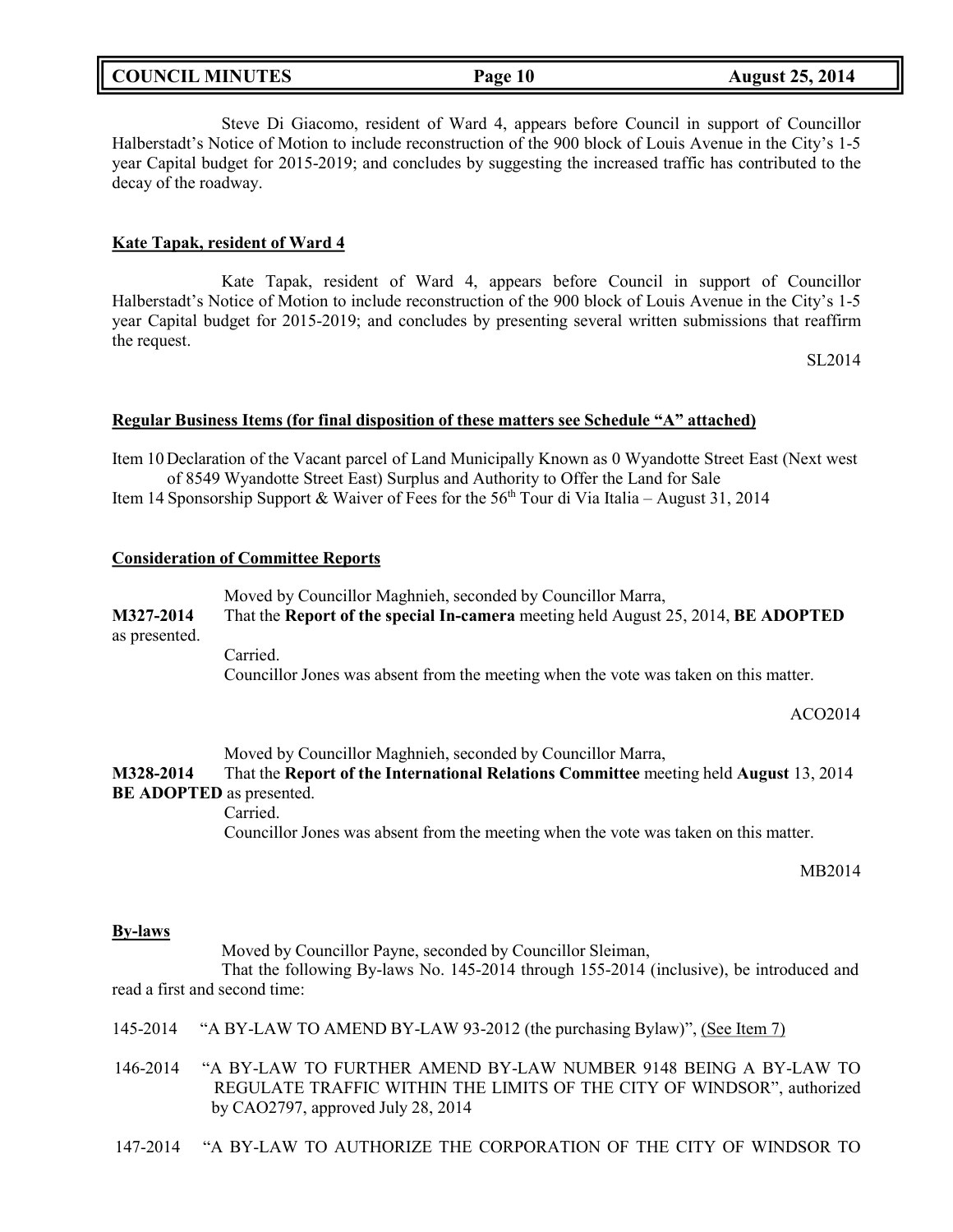Steve Di Giacomo, resident of Ward 4, appears before Council in support of Councillor Halberstadt's Notice of Motion to include reconstruction of the 900 block of Louis Avenue in the City's 1-5 year Capital budget for 2015-2019; and concludes by suggesting the increased traffic has contributed to the decay of the roadway.

**Kate Tapak, resident of Ward 4**

Kate Tapak, resident of Ward 4, appears before Council in support of Councillor Halberstadt's Notice of Motion to include reconstruction of the 900 block of Louis Avenue in the City's 1-5 year Capital budget for 2015-2019; and concludes by presenting several written submissions that reaffirm the request.

SL2014

**Regular Business Items (for final disposition of these matters see Schedule "A" attached)**

Item 10 Declaration of the Vacant parcel of Land Municipally Known as 0 Wyandotte Street East (Next west of 8549 Wyandotte Street East) Surplus and Authority to Offer the Land for Sale

Item 14 Sponsorship Support & Waiver of Fees for the 56th Tour di Via Italia – August 31, 2014

**Consideration of Committee Reports**

Moved by Councillor Maghnieh, seconded by Councillor Marra,

**M327-2014** That the **Report of the special In-camera** meeting held August 25, 2014, **BE ADOPTED** as presented.

Carried.

Councillor Jones was absent from the meeting when the vote was taken on this matter.

ACO2014

Moved by Councillor Maghnieh, seconded by Councillor Marra,

**M328-2014** That the **Report of the International Relations Committee** meeting held **August** 13, 2014 **BE ADOPTED** as presented.

Carried.

Councillor Jones was absent from the meeting when the vote was taken on this matter.

MB2014

**By-laws**

Moved by Councillor Payne, seconded by Councillor Sleiman,

That the following By-laws No. 145-2014 through 155-2014 (inclusive), be introduced and read a first and second time:

145-2014 "A BY-LAW TO AMEND BY-LAW 93-2012 (the purchasing Bylaw)", (See Item 7)

146-2014 "A BY-LAW TO FURTHER AMEND BY-LAW NUMBER 9148 BEING A BY-LAW TO REGULATE TRAFFIC WITHIN THE LIMITS OF THE CITY OF WINDSOR", authorized by CAO2797, approved July 28, 2014

147-2014 "A BY-LAW TO AUTHORIZE THE CORPORATION OF THE CITY OF WINDSOR TO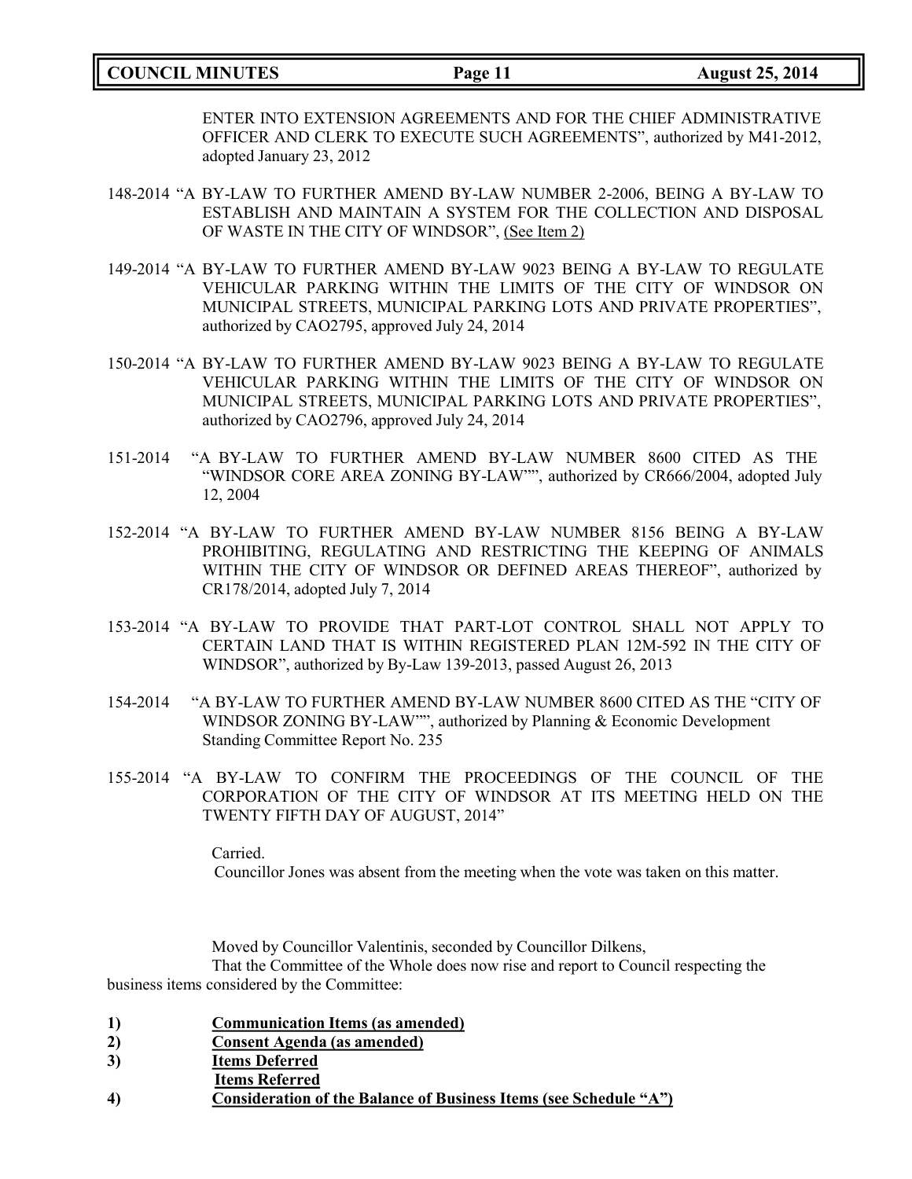ENTER INTO EXTENSION AGREEMENTS AND FOR THE CHIEF ADMINISTRATIVE OFFICER AND CLERK TO EXECUTE SUCH AGREEMENTS", authorized by M41-2012, adopted January 23, 2012

148-2014 "A BY-LAW TO FURTHER AMEND BY-LAW NUMBER 2-2006, BEING A BY-LAW TO ESTABLISH AND MAINTAIN A SYSTEM FOR THE COLLECTION AND DISPOSAL OF WASTE IN THE CITY OF WINDSOR", (See Item 2)

149-2014 "A BY-LAW TO FURTHER AMEND BY-LAW 9023 BEING A BY-LAW TO REGULATE VEHICULAR PARKING WITHIN THE LIMITS OF THE CITY OF WINDSOR ON MUNICIPAL STREETS, MUNICIPAL PARKING LOTS AND PRIVATE PROPERTIES", authorized by CAO2795, approved July 24, 2014

150-2014 "A BY-LAW TO FURTHER AMEND BY-LAW 9023 BEING A BY-LAW TO REGULATE VEHICULAR PARKING WITHIN THE LIMITS OF THE CITY OF WINDSOR ON MUNICIPAL STREETS, MUNICIPAL PARKING LOTS AND PRIVATE PROPERTIES", authorized by CAO2796, approved July 24, 2014

151-2014 "A BY-LAW TO FURTHER AMEND BY-LAW NUMBER 8600 CITED AS THE "WINDSOR CORE AREA ZONING BY-LAW"", authorized by CR666/2004, adopted July 12, 2004

152-2014 "A BY-LAW TO FURTHER AMEND BY-LAW NUMBER 8156 BEING A BY-LAW PROHIBITING, REGULATING AND RESTRICTING THE KEEPING OF ANIMALS WITHIN THE CITY OF WINDSOR OR DEFINED AREAS THEREOF", authorized by CR178/2014, adopted July 7, 2014

153-2014 "A BY-LAW TO PROVIDE THAT PART-LOT CONTROL SHALL NOT APPLY TO CERTAIN LAND THAT IS WITHIN REGISTERED PLAN 12M-592 IN THE CITY OF WINDSOR", authorized by By-Law 139-2013, passed August 26, 2013

154-2014 "A BY-LAW TO FURTHER AMEND BY-LAW NUMBER 8600 CITED AS THE "CITY OF WINDSOR ZONING BY-LAW"", authorized by Planning & Economic Development Standing Committee Report No. 235

155-2014 "A BY-LAW TO CONFIRM THE PROCEEDINGS OF THE COUNCIL OF THE CORPORATION OF THE CITY OF WINDSOR AT ITS MEETING HELD ON THE TWENTY FIFTH DAY OF AUGUST, 2014"

Carried.
Councillor Jones was absent from the meeting when the vote was taken on this matter.

Moved by Councillor Valentinis, seconded by Councillor Dilkens,
That the Committee of the Whole does now rise and report to Council respecting the business items considered by the Committee:

1) **Communication Items (as amended)**
2) **Consent Agenda (as amended)**
3) **Items Deferred**
   **Items Referred**
4) **Consideration of the Balance of Business Items (see Schedule "A")**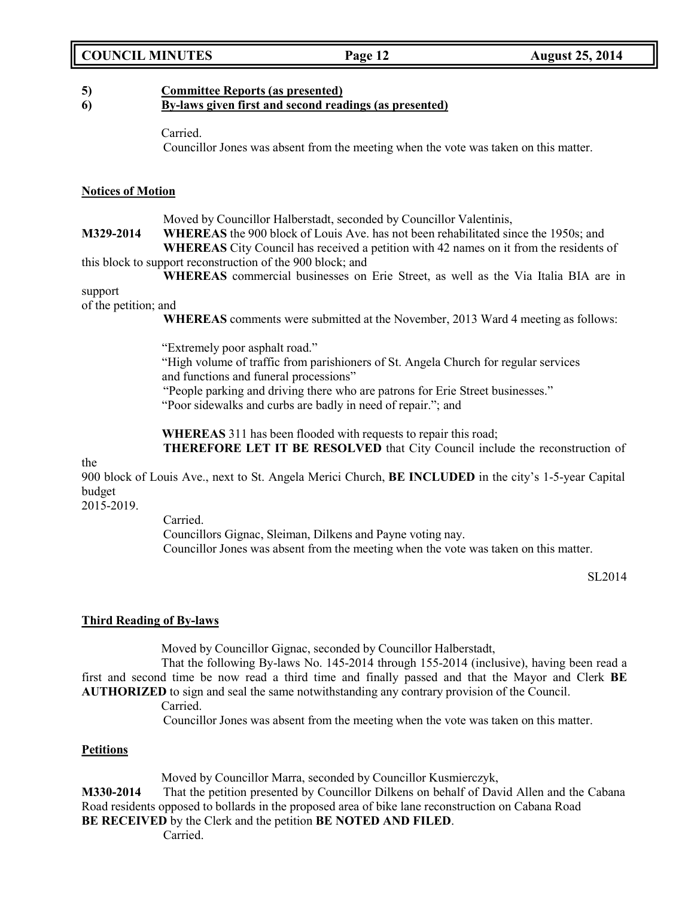**5) Committee Reports (as presented)**
**6) By-laws given first and second readings (as presented)**

Carried.
Councillor Jones was absent from the meeting when the vote was taken on this matter.

**Notices of Motion**

Moved by Councillor Halberstadt, seconded by Councillor Valentinis,

**M329-2014** **WHEREAS** the 900 block of Louis Ave. has not been rehabilitated since the 1950s; and

**WHEREAS** City Council has received a petition with 42 names on it from the residents of this block to support reconstruction of the 900 block; and

**WHEREAS** commercial businesses on Erie Street, as well as the Via Italia BIA are in support of the petition; and

**WHEREAS** comments were submitted at the November, 2013 Ward 4 meeting as follows:

"Extremely poor asphalt road."
"High volume of traffic from parishioners of St. Angela Church for regular services and functions and funeral processions"
"People parking and driving there who are patrons for Erie Street businesses."
"Poor sidewalks and curbs are badly in need of repair."; and

**WHEREAS** 311 has been flooded with requests to repair this road;

**THEREFORE LET IT BE RESOLVED** that City Council include the reconstruction of the 900 block of Louis Ave., next to St. Angela Merici Church, **BE INCLUDED** in the city's 1-5-year Capital budget 2015-2019.

Carried.
Councillors Gignac, Sleiman, Dilkens and Payne voting nay.
Councillor Jones was absent from the meeting when the vote was taken on this matter.

SL2014

**Third Reading of By-laws**

Moved by Councillor Gignac, seconded by Councillor Halberstadt,

That the following By-laws No. 145-2014 through 155-2014 (inclusive), having been read a first and second time be now read a third time and finally passed and that the Mayor and Clerk **BE AUTHORIZED** to sign and seal the same notwithstanding any contrary provision of the Council.

Carried.
Councillor Jones was absent from the meeting when the vote was taken on this matter.

**Petitions**

Moved by Councillor Marra, seconded by Councillor Kusmierczyk,

**M330-2014** That the petition presented by Councillor Dilkens on behalf of David Allen and the Cabana Road residents opposed to bollards in the proposed area of bike lane reconstruction on Cabana Road **BE RECEIVED** by the Clerk and the petition **BE NOTED AND FILED**.

Carried.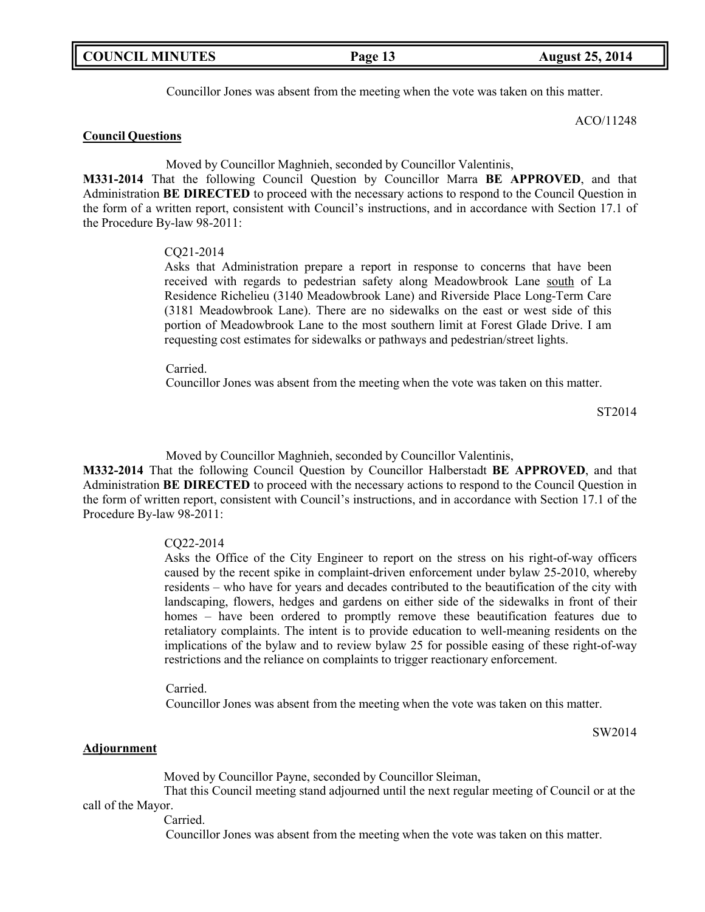Councillor Jones was absent from the meeting when the vote was taken on this matter.

ACO/11248

**Council Questions**

Moved by Councillor Maghnieh, seconded by Councillor Valentinis,

**M331-2014** That the following Council Question by Councillor Marra **BE APPROVED**, and that Administration **BE DIRECTED** to proceed with the necessary actions to respond to the Council Question in the form of a written report, consistent with Council's instructions, and in accordance with Section 17.1 of the Procedure By-law 98-2011:

> CQ21-2014
>
> Asks that Administration prepare a report in response to concerns that have been received with regards to pedestrian safety along Meadowbrook Lane south of La Residence Richelieu (3140 Meadowbrook Lane) and Riverside Place Long-Term Care (3181 Meadowbrook Lane). There are no sidewalks on the east or west side of this portion of Meadowbrook Lane to the most southern limit at Forest Glade Drive. I am requesting cost estimates for sidewalks or pathways and pedestrian/street lights.
>
> Carried.
>
> Councillor Jones was absent from the meeting when the vote was taken on this matter.

ST2014

Moved by Councillor Maghnieh, seconded by Councillor Valentinis,

**M332-2014** That the following Council Question by Councillor Halberstadt **BE APPROVED**, and that Administration **BE DIRECTED** to proceed with the necessary actions to respond to the Council Question in the form of written report, consistent with Council's instructions, and in accordance with Section 17.1 of the Procedure By-law 98-2011:

> CQ22-2014
>
> Asks the Office of the City Engineer to report on the stress on his right-of-way officers caused by the recent spike in complaint-driven enforcement under bylaw 25-2010, whereby residents – who have for years and decades contributed to the beautification of the city with landscaping, flowers, hedges and gardens on either side of the sidewalks in front of their homes – have been ordered to promptly remove these beautification features due to retaliatory complaints. The intent is to provide education to well-meaning residents on the implications of the bylaw and to review bylaw 25 for possible easing of these right-of-way restrictions and the reliance on complaints to trigger reactionary enforcement.
>
> Carried.
>
> Councillor Jones was absent from the meeting when the vote was taken on this matter.

SW2014

**Adjournment**

Moved by Councillor Payne, seconded by Councillor Sleiman,

That this Council meeting stand adjourned until the next regular meeting of Council or at the call of the Mayor.

Carried.

Councillor Jones was absent from the meeting when the vote was taken on this matter.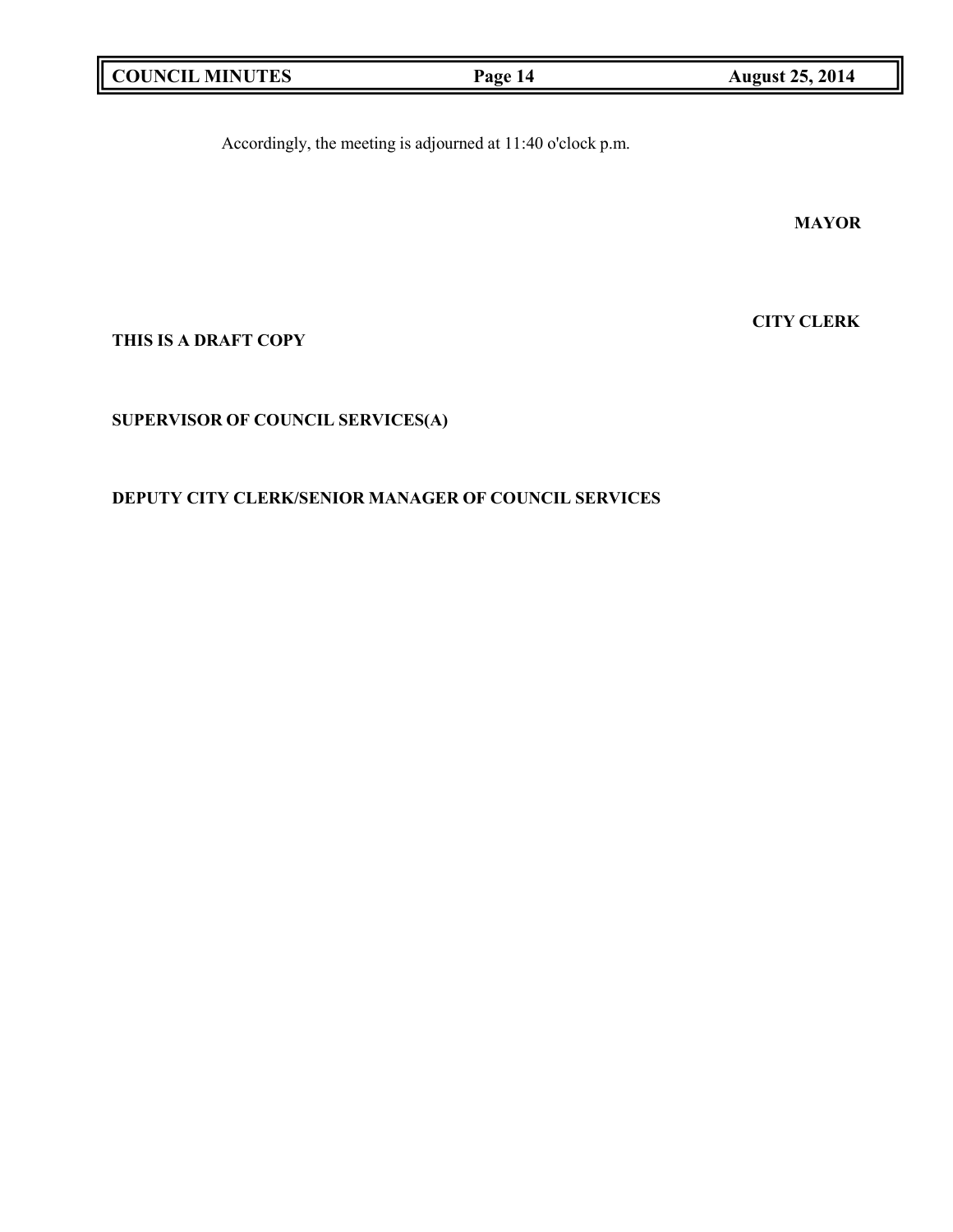Accordingly, the meeting is adjourned at 11:40 o'clock p.m.

**MAYOR**

**CITY CLERK**

**THIS IS A DRAFT COPY**

**SUPERVISOR OF COUNCIL SERVICES(A)**

**DEPUTY CITY CLERK/SENIOR MANAGER OF COUNCIL SERVICES**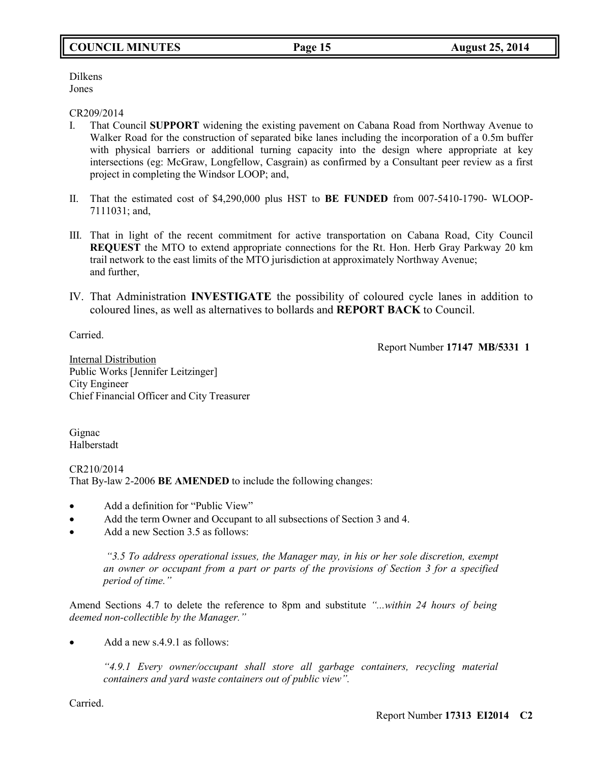Dilkens
Jones

CR209/2014

I. That Council **SUPPORT** widening the existing pavement on Cabana Road from Northway Avenue to Walker Road for the construction of separated bike lanes including the incorporation of a 0.5m buffer with physical barriers or additional turning capacity into the design where appropriate at key intersections (eg: McGraw, Longfellow, Casgrain) as confirmed by a Consultant peer review as a first project in completing the Windsor LOOP; and,

II. That the estimated cost of $4,290,000 plus HST to **BE FUNDED** from 007-5410-1790- WLOOP-7111031; and,

III. That in light of the recent commitment for active transportation on Cabana Road, City Council **REQUEST** the MTO to extend appropriate connections for the Rt. Hon. Herb Gray Parkway 20 km trail network to the east limits of the MTO jurisdiction at approximately Northway Avenue; and further,

IV. That Administration **INVESTIGATE** the possibility of coloured cycle lanes in addition to coloured lines, as well as alternatives to bollards and **REPORT BACK** to Council.

Carried.

Report Number **17147 MB/5331 1**

Internal Distribution
Public Works [Jennifer Leitzinger]
City Engineer
Chief Financial Officer and City Treasurer

Gignac
Halberstadt

CR210/2014
That By-law 2-2006 **BE AMENDED** to include the following changes:

- Add a definition for "Public View"
- Add the term Owner and Occupant to all subsections of Section 3 and 4.
- Add a new Section 3.5 as follows:

  *"3.5 To address operational issues, the Manager may, in his or her sole discretion, exempt an owner or occupant from a part or parts of the provisions of Section 3 for a specified period of time."*

Amend Sections 4.7 to delete the reference to 8pm and substitute *"...within 24 hours of being deemed non-collectible by the Manager."*

- Add a new s.4.9.1 as follows:

  *"4.9.1 Every owner/occupant shall store all garbage containers, recycling material containers and yard waste containers out of public view".*

Carried.

Report Number **17313 EI2014 C2**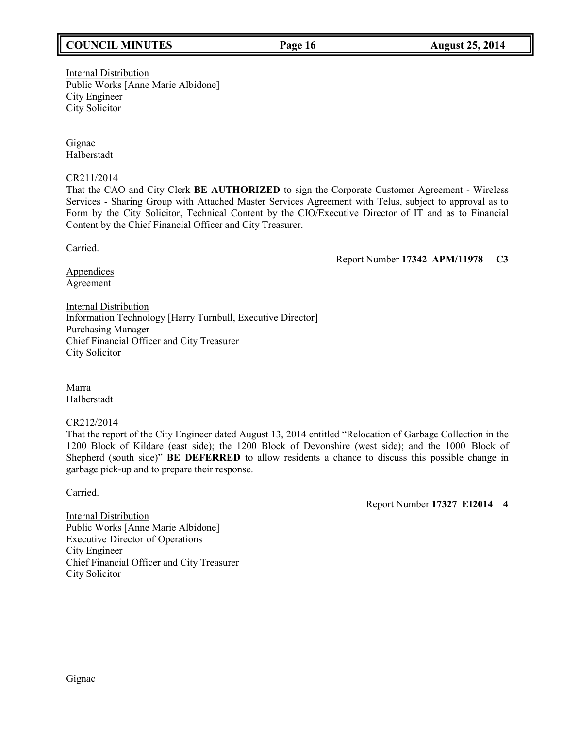Internal Distribution
Public Works [Anne Marie Albidone]
City Engineer
City Solicitor

Gignac
Halberstadt

CR211/2014
That the CAO and City Clerk **BE AUTHORIZED** to sign the Corporate Customer Agreement - Wireless Services - Sharing Group with Attached Master Services Agreement with Telus, subject to approval as to Form by the City Solicitor, Technical Content by the CIO/Executive Director of IT and as to Financial Content by the Chief Financial Officer and City Treasurer.

Carried.

Report Number **17342 APM/11978 C3**

Appendices
Agreement

Internal Distribution
Information Technology [Harry Turnbull, Executive Director]
Purchasing Manager
Chief Financial Officer and City Treasurer
City Solicitor

Marra
Halberstadt

CR212/2014
That the report of the City Engineer dated August 13, 2014 entitled "Relocation of Garbage Collection in the 1200 Block of Kildare (east side); the 1200 Block of Devonshire (west side); and the 1000 Block of Shepherd (south side)" **BE DEFERRED** to allow residents a chance to discuss this possible change in garbage pick-up and to prepare their response.

Carried.

Report Number **17327 EI2014 4**

Internal Distribution
Public Works [Anne Marie Albidone]
Executive Director of Operations
City Engineer
Chief Financial Officer and City Treasurer
City Solicitor

Gignac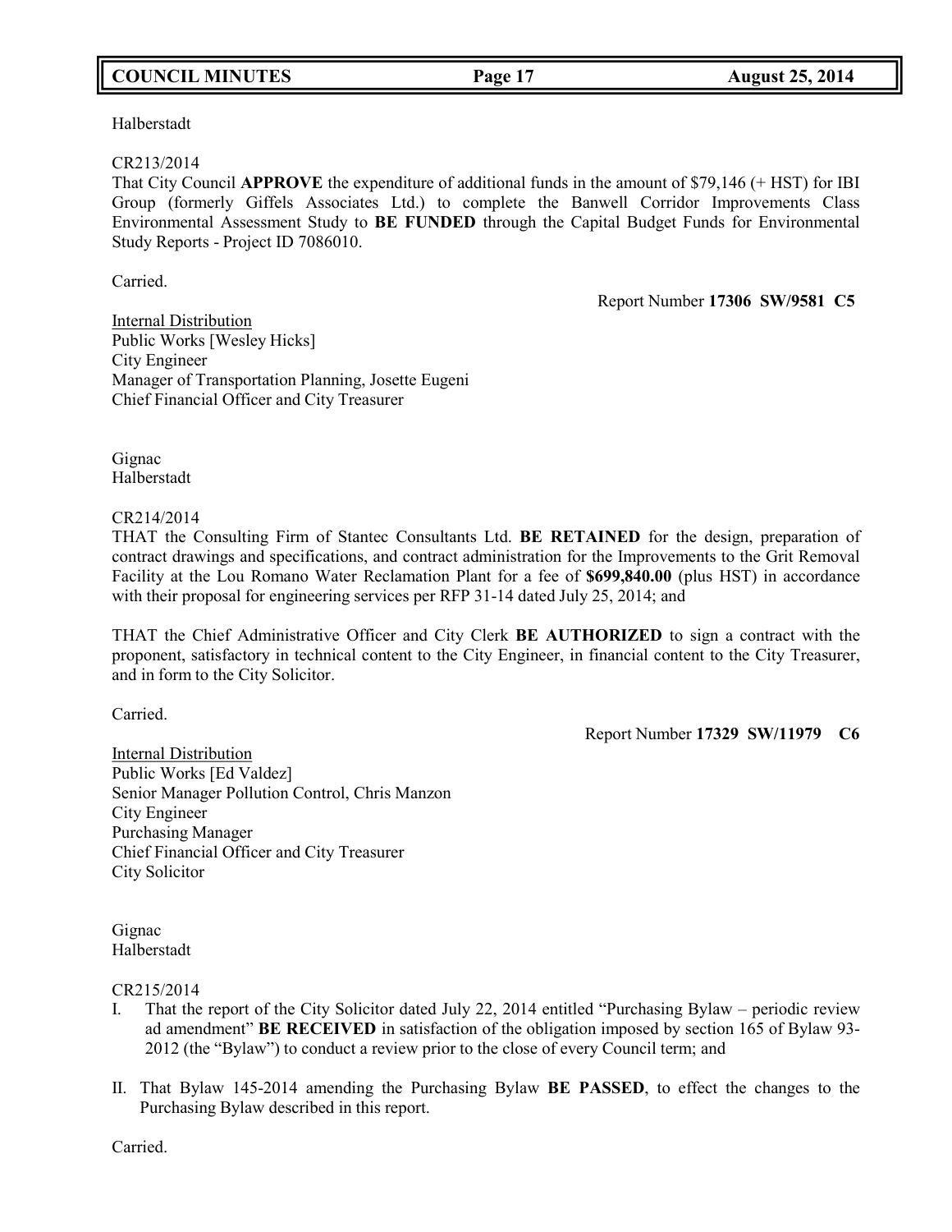Halberstadt

CR213/2014
That City Council **APPROVE** the expenditure of additional funds in the amount of $79,146 (+ HST) for IBI Group (formerly Giffels Associates Ltd.) to complete the Banwell Corridor Improvements Class Environmental Assessment Study to **BE FUNDED** through the Capital Budget Funds for Environmental Study Reports - Project ID 7086010.

Carried.

Report Number **17306 SW/9581 C5**

Internal Distribution
Public Works [Wesley Hicks]
City Engineer
Manager of Transportation Planning, Josette Eugeni
Chief Financial Officer and City Treasurer

Gignac
Halberstadt

CR214/2014
THAT the Consulting Firm of Stantec Consultants Ltd. **BE RETAINED** for the design, preparation of contract drawings and specifications, and contract administration for the Improvements to the Grit Removal Facility at the Lou Romano Water Reclamation Plant for a fee of **$699,840.00** (plus HST) in accordance with their proposal for engineering services per RFP 31-14 dated July 25, 2014; and

THAT the Chief Administrative Officer and City Clerk **BE AUTHORIZED** to sign a contract with the proponent, satisfactory in technical content to the City Engineer, in financial content to the City Treasurer, and in form to the City Solicitor.

Carried.

Report Number **17329 SW/11979 C6**

Internal Distribution
Public Works [Ed Valdez]
Senior Manager Pollution Control, Chris Manzon
City Engineer
Purchasing Manager
Chief Financial Officer and City Treasurer
City Solicitor

Gignac
Halberstadt

CR215/2014

I. That the report of the City Solicitor dated July 22, 2014 entitled "Purchasing Bylaw – periodic review ad amendment" **BE RECEIVED** in satisfaction of the obligation imposed by section 165 of Bylaw 93-2012 (the "Bylaw") to conduct a review prior to the close of every Council term; and

II. That Bylaw 145-2014 amending the Purchasing Bylaw **BE PASSED**, to effect the changes to the Purchasing Bylaw described in this report.

Carried.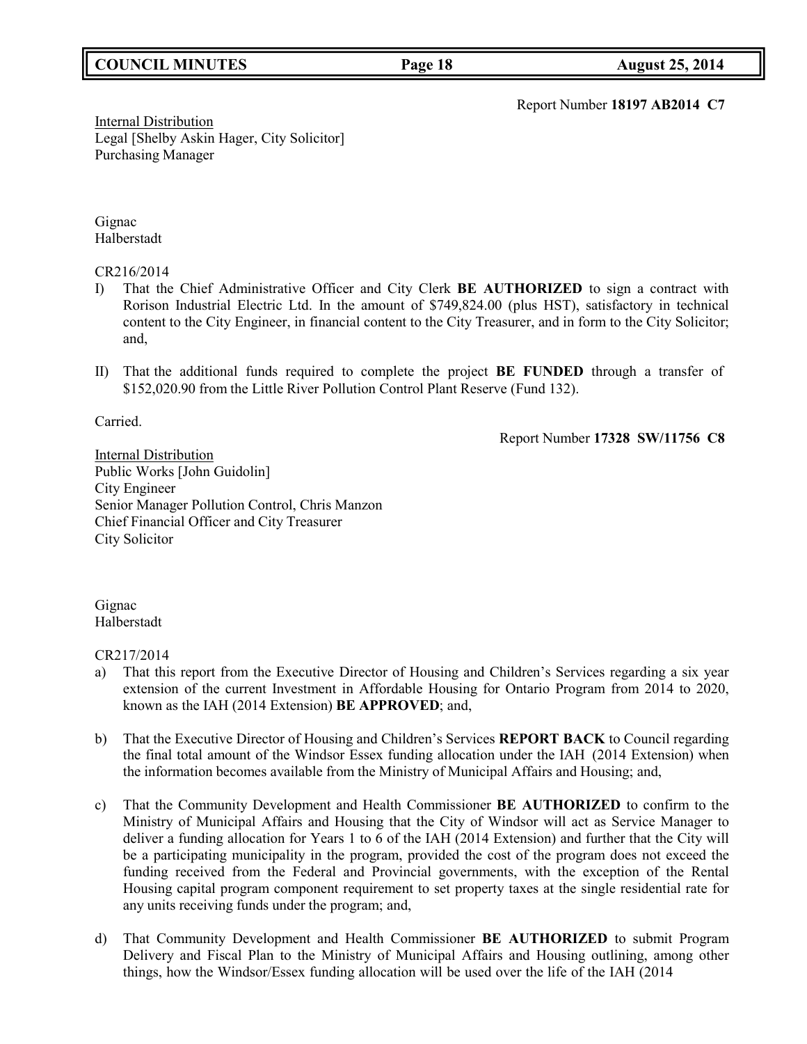Report Number **18197 AB2014 C7**

Internal Distribution
Legal [Shelby Askin Hager, City Solicitor]
Purchasing Manager

Gignac
Halberstadt

CR216/2014

I) That the Chief Administrative Officer and City Clerk **BE AUTHORIZED** to sign a contract with Rorison Industrial Electric Ltd. In the amount of $749,824.00 (plus HST), satisfactory in technical content to the City Engineer, in financial content to the City Treasurer, and in form to the City Solicitor; and,

II) That the additional funds required to complete the project **BE FUNDED** through a transfer of $152,020.90 from the Little River Pollution Control Plant Reserve (Fund 132).

Carried.

Report Number **17328 SW/11756 C8**

Internal Distribution
Public Works [John Guidolin]
City Engineer
Senior Manager Pollution Control, Chris Manzon
Chief Financial Officer and City Treasurer
City Solicitor

Gignac
Halberstadt

CR217/2014

a) That this report from the Executive Director of Housing and Children's Services regarding a six year extension of the current Investment in Affordable Housing for Ontario Program from 2014 to 2020, known as the IAH (2014 Extension) **BE APPROVED**; and,

b) That the Executive Director of Housing and Children's Services **REPORT BACK** to Council regarding the final total amount of the Windsor Essex funding allocation under the IAH (2014 Extension) when the information becomes available from the Ministry of Municipal Affairs and Housing; and,

c) That the Community Development and Health Commissioner **BE AUTHORIZED** to confirm to the Ministry of Municipal Affairs and Housing that the City of Windsor will act as Service Manager to deliver a funding allocation for Years 1 to 6 of the IAH (2014 Extension) and further that the City will be a participating municipality in the program, provided the cost of the program does not exceed the funding received from the Federal and Provincial governments, with the exception of the Rental Housing capital program component requirement to set property taxes at the single residential rate for any units receiving funds under the program; and,

d) That Community Development and Health Commissioner **BE AUTHORIZED** to submit Program Delivery and Fiscal Plan to the Ministry of Municipal Affairs and Housing outlining, among other things, how the Windsor/Essex funding allocation will be used over the life of the IAH (2014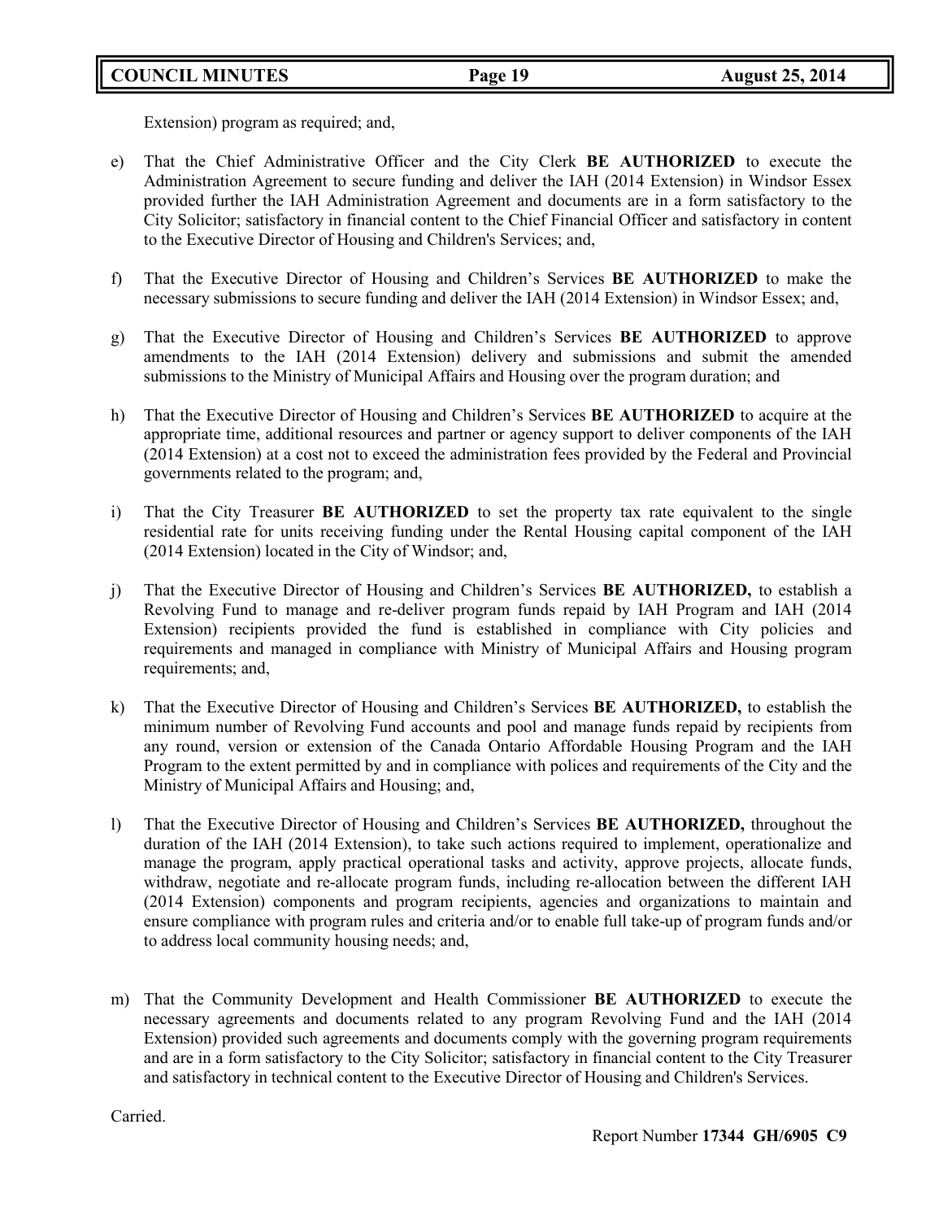Extension) program as required; and,

e) That the Chief Administrative Officer and the City Clerk **BE AUTHORIZED** to execute the Administration Agreement to secure funding and deliver the IAH (2014 Extension) in Windsor Essex provided further the IAH Administration Agreement and documents are in a form satisfactory to the City Solicitor; satisfactory in financial content to the Chief Financial Officer and satisfactory in content to the Executive Director of Housing and Children's Services; and,

f) That the Executive Director of Housing and Children’s Services **BE AUTHORIZED** to make the necessary submissions to secure funding and deliver the IAH (2014 Extension) in Windsor Essex; and,

g) That the Executive Director of Housing and Children’s Services **BE AUTHORIZED** to approve amendments to the IAH (2014 Extension) delivery and submissions and submit the amended submissions to the Ministry of Municipal Affairs and Housing over the program duration; and

h) That the Executive Director of Housing and Children’s Services **BE AUTHORIZED** to acquire at the appropriate time, additional resources and partner or agency support to deliver components of the IAH (2014 Extension) at a cost not to exceed the administration fees provided by the Federal and Provincial governments related to the program; and,

i) That the City Treasurer **BE AUTHORIZED** to set the property tax rate equivalent to the single residential rate for units receiving funding under the Rental Housing capital component of the IAH (2014 Extension) located in the City of Windsor; and,

j) That the Executive Director of Housing and Children’s Services **BE AUTHORIZED,** to establish a Revolving Fund to manage and re-deliver program funds repaid by IAH Program and IAH (2014 Extension) recipients provided the fund is established in compliance with City policies and requirements and managed in compliance with Ministry of Municipal Affairs and Housing program requirements; and,

k) That the Executive Director of Housing and Children’s Services **BE AUTHORIZED,** to establish the minimum number of Revolving Fund accounts and pool and manage funds repaid by recipients from any round, version or extension of the Canada Ontario Affordable Housing Program and the IAH Program to the extent permitted by and in compliance with polices and requirements of the City and the Ministry of Municipal Affairs and Housing; and,

l) That the Executive Director of Housing and Children’s Services **BE AUTHORIZED,** throughout the duration of the IAH (2014 Extension), to take such actions required to implement, operationalize and manage the program, apply practical operational tasks and activity, approve projects, allocate funds, withdraw, negotiate and re-allocate program funds, including re-allocation between the different IAH (2014 Extension) components and program recipients, agencies and organizations to maintain and ensure compliance with program rules and criteria and/or to enable full take-up of program funds and/or to address local community housing needs; and,

m) That the Community Development and Health Commissioner **BE AUTHORIZED** to execute the necessary agreements and documents related to any program Revolving Fund and the IAH (2014 Extension) provided such agreements and documents comply with the governing program requirements and are in a form satisfactory to the City Solicitor; satisfactory in financial content to the City Treasurer and satisfactory in technical content to the Executive Director of Housing and Children's Services.

Carried.

Report Number **17344 GH/6905 C9**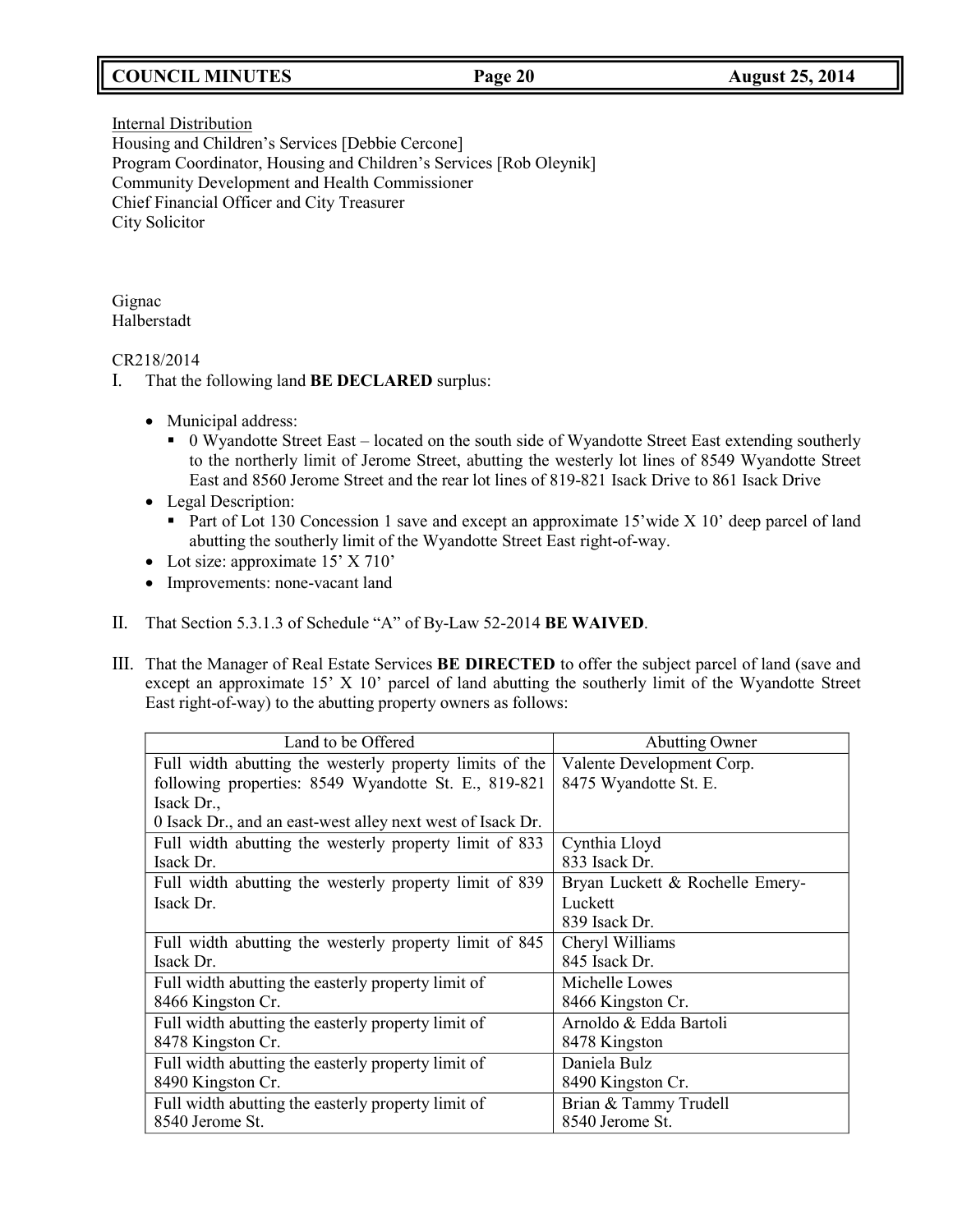Internal Distribution
Housing and Children's Services [Debbie Cercone]
Program Coordinator, Housing and Children's Services [Rob Oleynik]
Community Development and Health Commissioner
Chief Financial Officer and City Treasurer
City Solicitor

Gignac
Halberstadt

CR218/2014

I. That the following land **BE DECLARED** surplus:

- Municipal address:
  - 0 Wyandotte Street East – located on the south side of Wyandotte Street East extending southerly to the northerly limit of Jerome Street, abutting the westerly lot lines of 8549 Wyandotte Street East and 8560 Jerome Street and the rear lot lines of 819-821 Isack Drive to 861 Isack Drive
- Legal Description:
  - Part of Lot 130 Concession 1 save and except an approximate 15'wide X 10' deep parcel of land abutting the southerly limit of the Wyandotte Street East right-of-way.
- Lot size: approximate 15' X 710'
- Improvements: none-vacant land

II. That Section 5.3.1.3 of Schedule "A" of By-Law 52-2014 **BE WAIVED**.

III. That the Manager of Real Estate Services **BE DIRECTED** to offer the subject parcel of land (save and except an approximate 15' X 10' parcel of land abutting the southerly limit of the Wyandotte Street East right-of-way) to the abutting property owners as follows:

| Land to be Offered | Abutting Owner |
|---|---|
| Full width abutting the westerly property limits of the following properties: 8549 Wyandotte St. E., 819-821 Isack Dr., 0 Isack Dr., and an east-west alley next west of Isack Dr. | Valente Development Corp. 8475 Wyandotte St. E. |
| Full width abutting the westerly property limit of 833 Isack Dr. | Cynthia Lloyd 833 Isack Dr. |
| Full width abutting the westerly property limit of 839 Isack Dr. | Bryan Luckett & Rochelle Emery-Luckett 839 Isack Dr. |
| Full width abutting the westerly property limit of 845 Isack Dr. | Cheryl Williams 845 Isack Dr. |
| Full width abutting the easterly property limit of 8466 Kingston Cr. | Michelle Lowes 8466 Kingston Cr. |
| Full width abutting the easterly property limit of 8478 Kingston Cr. | Arnoldo & Edda Bartoli 8478 Kingston |
| Full width abutting the easterly property limit of 8490 Kingston Cr. | Daniela Bulz 8490 Kingston Cr. |
| Full width abutting the easterly property limit of 8540 Jerome St. | Brian & Tammy Trudell 8540 Jerome St. |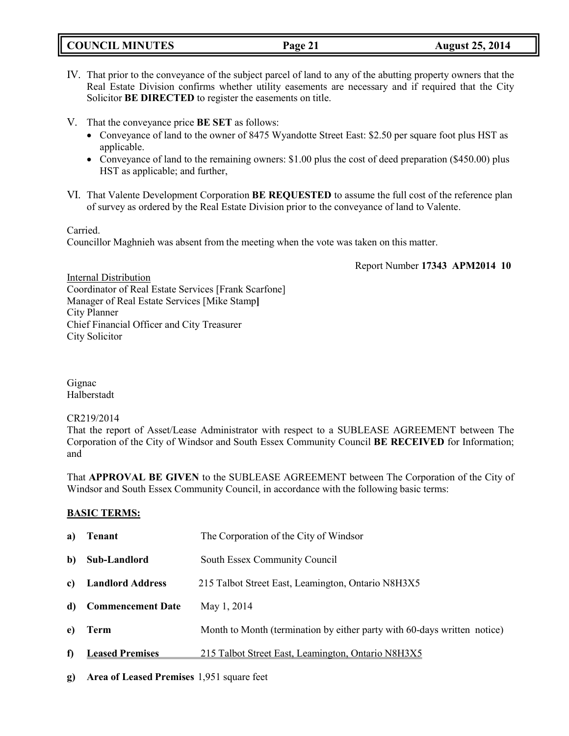IV. That prior to the conveyance of the subject parcel of land to any of the abutting property owners that the Real Estate Division confirms whether utility easements are necessary and if required that the City Solicitor **BE DIRECTED** to register the easements on title.

V. That the conveyance price **BE SET** as follows:
   - Conveyance of land to the owner of 8475 Wyandotte Street East: $2.50 per square foot plus HST as applicable.
   - Conveyance of land to the remaining owners: $1.00 plus the cost of deed preparation ($450.00) plus HST as applicable; and further,

VI. That Valente Development Corporation **BE REQUESTED** to assume the full cost of the reference plan of survey as ordered by the Real Estate Division prior to the conveyance of land to Valente.

Carried.
Councillor Maghnieh was absent from the meeting when the vote was taken on this matter.

Report Number **17343 APM2014 10**

Internal Distribution
Coordinator of Real Estate Services [Frank Scarfone]
Manager of Real Estate Services [Mike Stamp]
City Planner
Chief Financial Officer and City Treasurer
City Solicitor

Gignac
Halberstadt

CR219/2014
That the report of Asset/Lease Administrator with respect to a SUBLEASE AGREEMENT between The Corporation of the City of Windsor and South Essex Community Council **BE RECEIVED** for Information; and

That **APPROVAL BE GIVEN** to the SUBLEASE AGREEMENT between The Corporation of the City of Windsor and South Essex Community Council, in accordance with the following basic terms:

**BASIC TERMS:**

**a) Tenant** The Corporation of the City of Windsor

**b) Sub-Landlord** South Essex Community Council

**c) Landlord Address** 215 Talbot Street East, Leamington, Ontario N8H3X5

**d) Commencement Date** May 1, 2014

**e) Term** Month to Month (termination by either party with 60-days written notice)

**f) Leased Premises** 215 Talbot Street East, Leamington, Ontario N8H3X5

**g) Area of Leased Premises** 1,951 square feet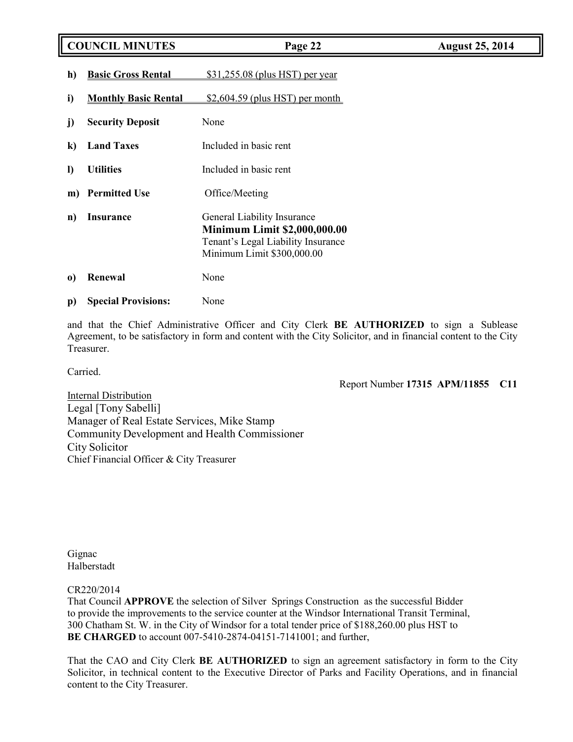| | | |
|---|---|---|
| **h)** | **Basic Gross Rental** | $31,255.08 (plus HST) per year |
| **i)** | **Monthly Basic Rental** | $2,604.59 (plus HST) per month |
| **j)** | **Security Deposit** | None |
| **k)** | **Land Taxes** | Included in basic rent |
| **l)** | **Utilities** | Included in basic rent |
| **m)** | **Permitted Use** | Office/Meeting |
| **n)** | **Insurance** | General Liability Insurance<br>**Minimum Limit $2,000,000.00**<br>Tenant's Legal Liability Insurance<br>Minimum Limit $300,000.00 |
| **o)** | **Renewal** | None |
| **p)** | **Special Provisions:** | None |

and that the Chief Administrative Officer and City Clerk **BE AUTHORIZED** to sign a Sublease Agreement, to be satisfactory in form and content with the City Solicitor, and in financial content to the City Treasurer.

Carried.

Report Number **17315 APM/11855 C11**

Internal Distribution
Legal [Tony Sabelli]
Manager of Real Estate Services, Mike Stamp
Community Development and Health Commissioner
City Solicitor
Chief Financial Officer & City Treasurer

Gignac
Halberstadt

CR220/2014
That Council **APPROVE** the selection of Silver Springs Construction as the successful Bidder to provide the improvements to the service counter at the Windsor International Transit Terminal, 300 Chatham St. W. in the City of Windsor for a total tender price of $188,260.00 plus HST to **BE CHARGED** to account 007-5410-2874-04151-7141001; and further,

That the CAO and City Clerk **BE AUTHORIZED** to sign an agreement satisfactory in form to the City Solicitor, in technical content to the Executive Director of Parks and Facility Operations, and in financial content to the City Treasurer.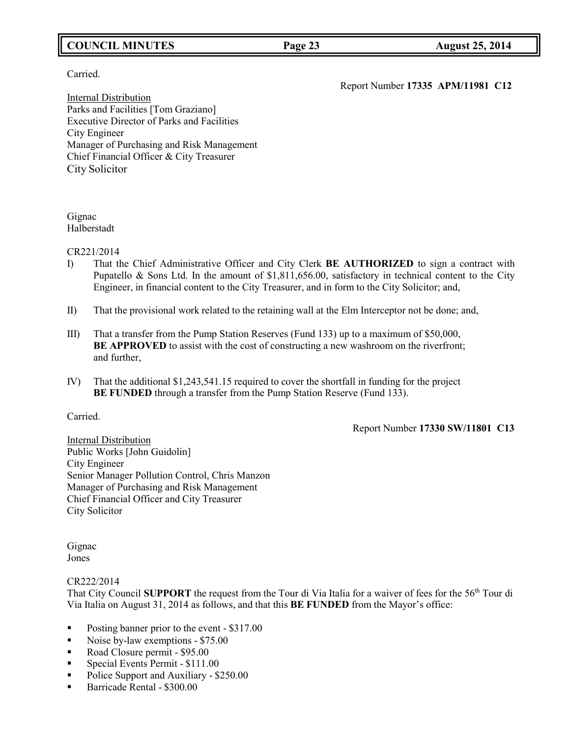Carried.

Report Number **17335 APM/11981 C12**

Internal Distribution
Parks and Facilities [Tom Graziano]
Executive Director of Parks and Facilities
City Engineer
Manager of Purchasing and Risk Management
Chief Financial Officer & City Treasurer
City Solicitor

Gignac
Halberstadt

CR221/2014

I) That the Chief Administrative Officer and City Clerk **BE AUTHORIZED** to sign a contract with Pupatello & Sons Ltd. In the amount of $1,811,656.00, satisfactory in technical content to the City Engineer, in financial content to the City Treasurer, and in form to the City Solicitor; and,

II) That the provisional work related to the retaining wall at the Elm Interceptor not be done; and,

III) That a transfer from the Pump Station Reserves (Fund 133) up to a maximum of $50,000, **BE APPROVED** to assist with the cost of constructing a new washroom on the riverfront; and further,

IV) That the additional $1,243,541.15 required to cover the shortfall in funding for the project **BE FUNDED** through a transfer from the Pump Station Reserve (Fund 133).

Carried.

Report Number **17330 SW/11801 C13**

Internal Distribution
Public Works [John Guidolin]
City Engineer
Senior Manager Pollution Control, Chris Manzon
Manager of Purchasing and Risk Management
Chief Financial Officer and City Treasurer
City Solicitor

Gignac
Jones

CR222/2014

That City Council **SUPPORT** the request from the Tour di Via Italia for a waiver of fees for the 56th Tour di Via Italia on August 31, 2014 as follows, and that this **BE FUNDED** from the Mayor's office:

- Posting banner prior to the event - $317.00
- Noise by-law exemptions - $75.00
- Road Closure permit - $95.00
- Special Events Permit - $111.00
- Police Support and Auxiliary - $250.00
- Barricade Rental - $300.00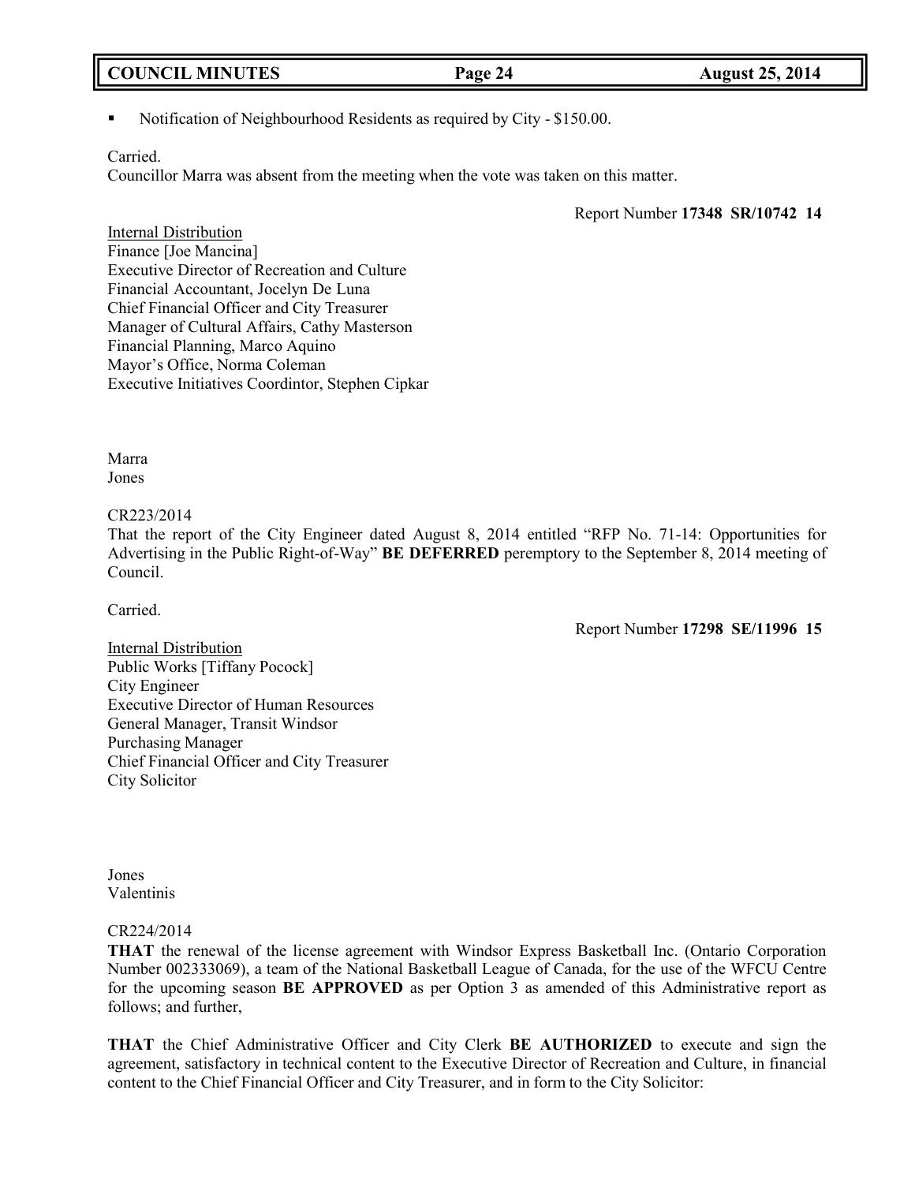- Notification of Neighbourhood Residents as required by City - $150.00.

Carried.
Councillor Marra was absent from the meeting when the vote was taken on this matter.

Report Number **17348 SR/10742 14**

Internal Distribution
Finance [Joe Mancina]
Executive Director of Recreation and Culture
Financial Accountant, Jocelyn De Luna
Chief Financial Officer and City Treasurer
Manager of Cultural Affairs, Cathy Masterson
Financial Planning, Marco Aquino
Mayor's Office, Norma Coleman
Executive Initiatives Coordintor, Stephen Cipkar

Marra
Jones

CR223/2014
That the report of the City Engineer dated August 8, 2014 entitled "RFP No. 71-14: Opportunities for Advertising in the Public Right-of-Way" **BE DEFERRED** peremptory to the September 8, 2014 meeting of Council.

Carried.

Report Number **17298 SE/11996 15**

Internal Distribution
Public Works [Tiffany Pocock]
City Engineer
Executive Director of Human Resources
General Manager, Transit Windsor
Purchasing Manager
Chief Financial Officer and City Treasurer
City Solicitor

Jones
Valentinis

CR224/2014
**THAT** the renewal of the license agreement with Windsor Express Basketball Inc. (Ontario Corporation Number 002333069), a team of the National Basketball League of Canada, for the use of the WFCU Centre for the upcoming season **BE APPROVED** as per Option 3 as amended of this Administrative report as follows; and further,

**THAT** the Chief Administrative Officer and City Clerk **BE AUTHORIZED** to execute and sign the agreement, satisfactory in technical content to the Executive Director of Recreation and Culture, in financial content to the Chief Financial Officer and City Treasurer, and in form to the City Solicitor: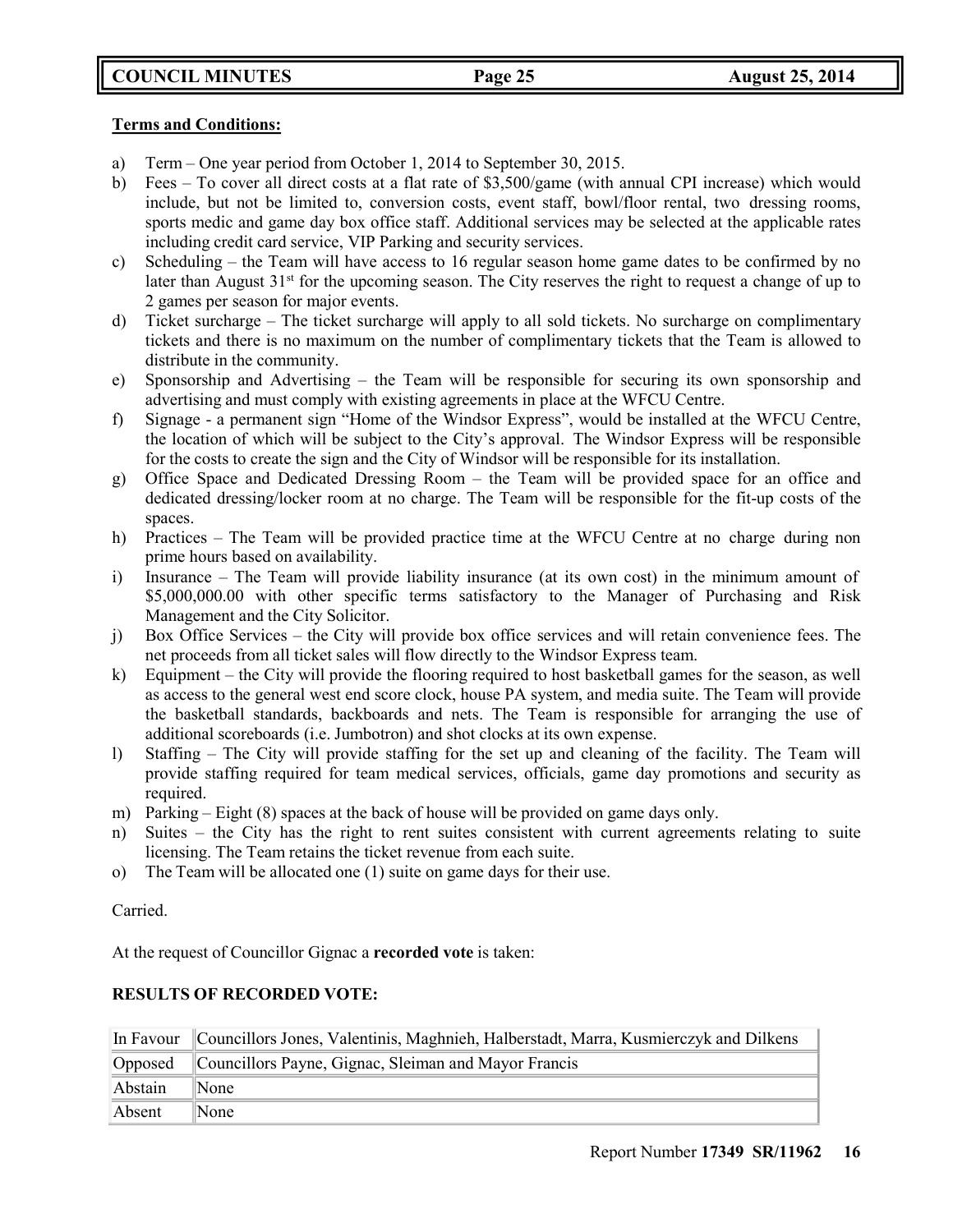**Terms and Conditions:**

a) Term – One year period from October 1, 2014 to September 30, 2015.
b) Fees – To cover all direct costs at a flat rate of $3,500/game (with annual CPI increase) which would include, but not be limited to, conversion costs, event staff, bowl/floor rental, two dressing rooms, sports medic and game day box office staff. Additional services may be selected at the applicable rates including credit card service, VIP Parking and security services.
c) Scheduling – the Team will have access to 16 regular season home game dates to be confirmed by no later than August 31st for the upcoming season. The City reserves the right to request a change of up to 2 games per season for major events.
d) Ticket surcharge – The ticket surcharge will apply to all sold tickets. No surcharge on complimentary tickets and there is no maximum on the number of complimentary tickets that the Team is allowed to distribute in the community.
e) Sponsorship and Advertising – the Team will be responsible for securing its own sponsorship and advertising and must comply with existing agreements in place at the WFCU Centre.
f) Signage - a permanent sign "Home of the Windsor Express", would be installed at the WFCU Centre, the location of which will be subject to the City's approval. The Windsor Express will be responsible for the costs to create the sign and the City of Windsor will be responsible for its installation.
g) Office Space and Dedicated Dressing Room – the Team will be provided space for an office and dedicated dressing/locker room at no charge. The Team will be responsible for the fit-up costs of the spaces.
h) Practices – The Team will be provided practice time at the WFCU Centre at no charge during non prime hours based on availability.
i) Insurance – The Team will provide liability insurance (at its own cost) in the minimum amount of $5,000,000.00 with other specific terms satisfactory to the Manager of Purchasing and Risk Management and the City Solicitor.
j) Box Office Services – the City will provide box office services and will retain convenience fees. The net proceeds from all ticket sales will flow directly to the Windsor Express team.
k) Equipment – the City will provide the flooring required to host basketball games for the season, as well as access to the general west end score clock, house PA system, and media suite. The Team will provide the basketball standards, backboards and nets. The Team is responsible for arranging the use of additional scoreboards (i.e. Jumbotron) and shot clocks at its own expense.
l) Staffing – The City will provide staffing for the set up and cleaning of the facility. The Team will provide staffing required for team medical services, officials, game day promotions and security as required.
m) Parking – Eight (8) spaces at the back of house will be provided on game days only.
n) Suites – the City has the right to rent suites consistent with current agreements relating to suite licensing. The Team retains the ticket revenue from each suite.
o) The Team will be allocated one (1) suite on game days for their use.

Carried.

At the request of Councillor Gignac a **recorded vote** is taken:

**RESULTS OF RECORDED VOTE:**

| | |
|---|---|
| In Favour | Councillors Jones, Valentinis, Maghnieh, Halberstadt, Marra, Kusmierczyk and Dilkens |
| Opposed | Councillors Payne, Gignac, Sleiman and Mayor Francis |
| Abstain | None |
| Absent | None |

Report Number **17349 SR/11962** **16**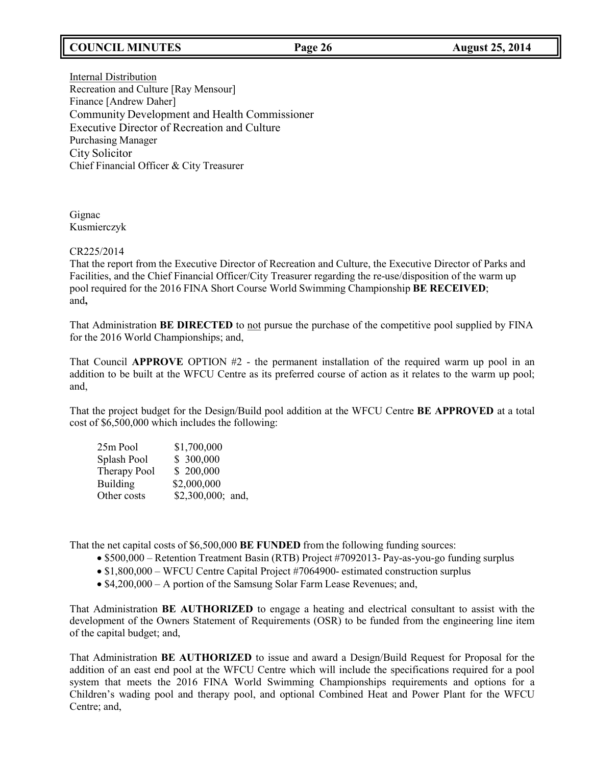Internal Distribution
Recreation and Culture [Ray Mensour]
Finance [Andrew Daher]
Community Development and Health Commissioner
Executive Director of Recreation and Culture
Purchasing Manager
City Solicitor
Chief Financial Officer & City Treasurer

Gignac
Kusmierczyk

CR225/2014
That the report from the Executive Director of Recreation and Culture, the Executive Director of Parks and Facilities, and the Chief Financial Officer/City Treasurer regarding the re-use/disposition of the warm up pool required for the 2016 FINA Short Course World Swimming Championship **BE RECEIVED**; and**,**

That Administration **BE DIRECTED** to not pursue the purchase of the competitive pool supplied by FINA for the 2016 World Championships; and,

That Council **APPROVE** OPTION #2 - the permanent installation of the required warm up pool in an addition to be built at the WFCU Centre as its preferred course of action as it relates to the warm up pool; and,

That the project budget for the Design/Build pool addition at the WFCU Centre **BE APPROVED** at a total cost of $6,500,000 which includes the following:

| | |
|---|---|
| 25m Pool | $1,700,000 |
| Splash Pool | $ 300,000 |
| Therapy Pool | $ 200,000 |
| Building | $2,000,000 |
| Other costs | $2,300,000; and, |

That the net capital costs of $6,500,000 **BE FUNDED** from the following funding sources:

- $500,000 – Retention Treatment Basin (RTB) Project #7092013- Pay-as-you-go funding surplus
- $1,800,000 – WFCU Centre Capital Project #7064900- estimated construction surplus
- $4,200,000 – A portion of the Samsung Solar Farm Lease Revenues; and,

That Administration **BE AUTHORIZED** to engage a heating and electrical consultant to assist with the development of the Owners Statement of Requirements (OSR) to be funded from the engineering line item of the capital budget; and,

That Administration **BE AUTHORIZED** to issue and award a Design/Build Request for Proposal for the addition of an east end pool at the WFCU Centre which will include the specifications required for a pool system that meets the 2016 FINA World Swimming Championships requirements and options for a Children's wading pool and therapy pool, and optional Combined Heat and Power Plant for the WFCU Centre; and,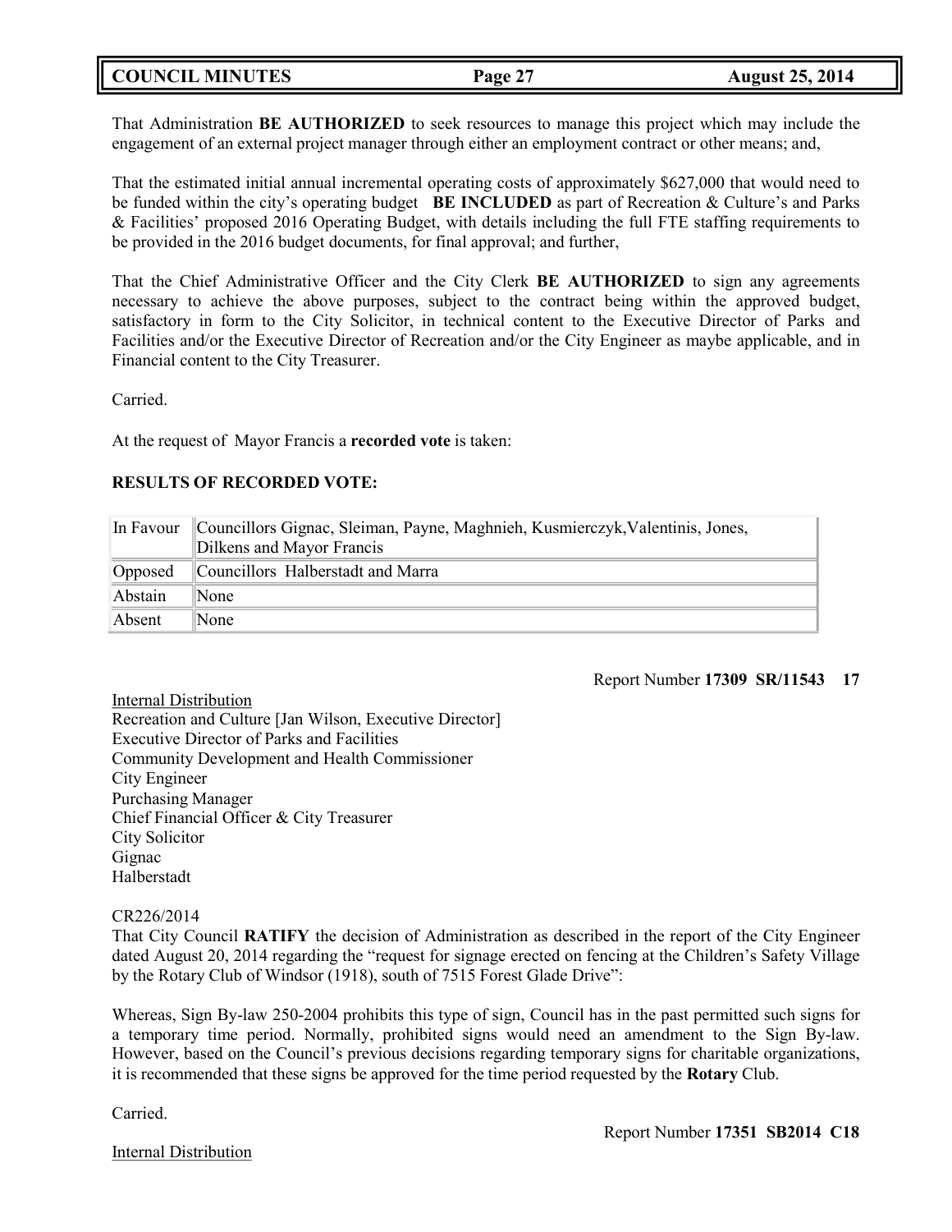That Administration **BE AUTHORIZED** to seek resources to manage this project which may include the engagement of an external project manager through either an employment contract or other means; and,

That the estimated initial annual incremental operating costs of approximately $627,000 that would need to be funded within the city's operating budget **BE INCLUDED** as part of Recreation & Culture's and Parks & Facilities' proposed 2016 Operating Budget, with details including the full FTE staffing requirements to be provided in the 2016 budget documents, for final approval; and further,

That the Chief Administrative Officer and the City Clerk **BE AUTHORIZED** to sign any agreements necessary to achieve the above purposes, subject to the contract being within the approved budget, satisfactory in form to the City Solicitor, in technical content to the Executive Director of Parks and Facilities and/or the Executive Director of Recreation and/or the City Engineer as maybe applicable, and in Financial content to the City Treasurer.

Carried.

At the request of Mayor Francis a **recorded vote** is taken:

**RESULTS OF RECORDED VOTE:**

| | |
|---|---|
| In Favour | Councillors Gignac, Sleiman, Payne, Maghnieh, Kusmierczyk,Valentinis, Jones, Dilkens and Mayor Francis |
| Opposed | Councillors Halberstadt and Marra |
| Abstain | None |
| Absent | None |

Report Number **17309 SR/11543 17**

Internal Distribution
Recreation and Culture [Jan Wilson, Executive Director]
Executive Director of Parks and Facilities
Community Development and Health Commissioner
City Engineer
Purchasing Manager
Chief Financial Officer & City Treasurer
City Solicitor
Gignac
Halberstadt

CR226/2014
That City Council **RATIFY** the decision of Administration as described in the report of the City Engineer dated August 20, 2014 regarding the "request for signage erected on fencing at the Children's Safety Village by the Rotary Club of Windsor (1918), south of 7515 Forest Glade Drive":

Whereas, Sign By-law 250-2004 prohibits this type of sign, Council has in the past permitted such signs for a temporary time period. Normally, prohibited signs would need an amendment to the Sign By-law. However, based on the Council's previous decisions regarding temporary signs for charitable organizations, it is recommended that these signs be approved for the time period requested by the **Rotary** Club.

Carried.

Report Number **17351 SB2014 C18**

Internal Distribution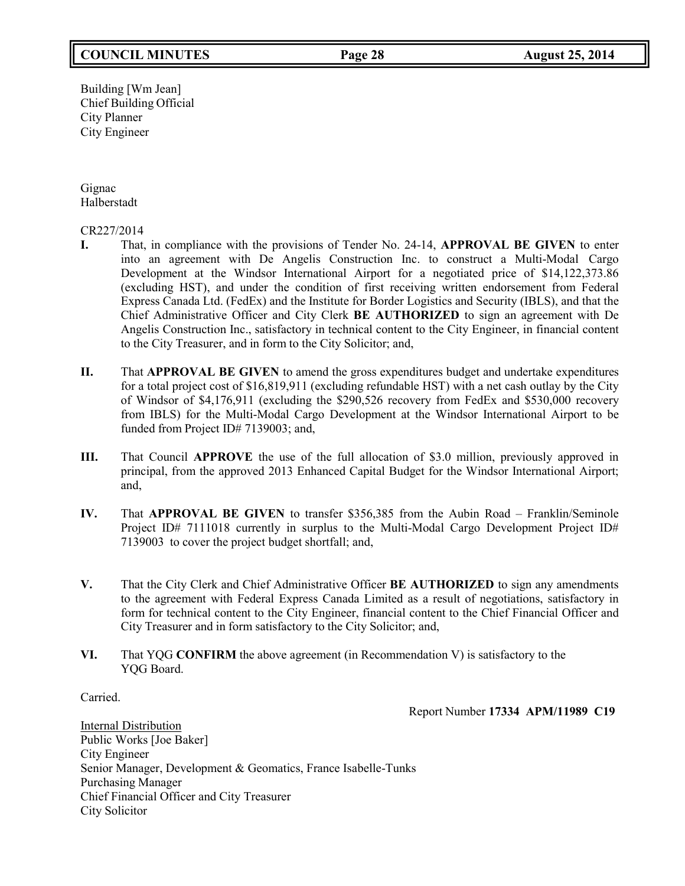Building [Wm Jean]
Chief Building Official
City Planner
City Engineer

Gignac
Halberstadt

CR227/2014

**I.** That, in compliance with the provisions of Tender No. 24-14, **APPROVAL BE GIVEN** to enter into an agreement with De Angelis Construction Inc. to construct a Multi-Modal Cargo Development at the Windsor International Airport for a negotiated price of $14,122,373.86 (excluding HST), and under the condition of first receiving written endorsement from Federal Express Canada Ltd. (FedEx) and the Institute for Border Logistics and Security (IBLS), and that the Chief Administrative Officer and City Clerk **BE AUTHORIZED** to sign an agreement with De Angelis Construction Inc., satisfactory in technical content to the City Engineer, in financial content to the City Treasurer, and in form to the City Solicitor; and,

**II.** That **APPROVAL BE GIVEN** to amend the gross expenditures budget and undertake expenditures for a total project cost of $16,819,911 (excluding refundable HST) with a net cash outlay by the City of Windsor of $4,176,911 (excluding the $290,526 recovery from FedEx and $530,000 recovery from IBLS) for the Multi-Modal Cargo Development at the Windsor International Airport to be funded from Project ID# 7139003; and,

**III.** That Council **APPROVE** the use of the full allocation of $3.0 million, previously approved in principal, from the approved 2013 Enhanced Capital Budget for the Windsor International Airport; and,

**IV.** That **APPROVAL BE GIVEN** to transfer $356,385 from the Aubin Road – Franklin/Seminole Project ID# 7111018 currently in surplus to the Multi-Modal Cargo Development Project ID# 7139003 to cover the project budget shortfall; and,

**V.** That the City Clerk and Chief Administrative Officer **BE AUTHORIZED** to sign any amendments to the agreement with Federal Express Canada Limited as a result of negotiations, satisfactory in form for technical content to the City Engineer, financial content to the Chief Financial Officer and City Treasurer and in form satisfactory to the City Solicitor; and,

**VI.** That YQG **CONFIRM** the above agreement (in Recommendation V) is satisfactory to the YQG Board.

Carried.

Report Number **17334 APM/11989 C19**

Internal Distribution
Public Works [Joe Baker]
City Engineer
Senior Manager, Development & Geomatics, France Isabelle-Tunks
Purchasing Manager
Chief Financial Officer and City Treasurer
City Solicitor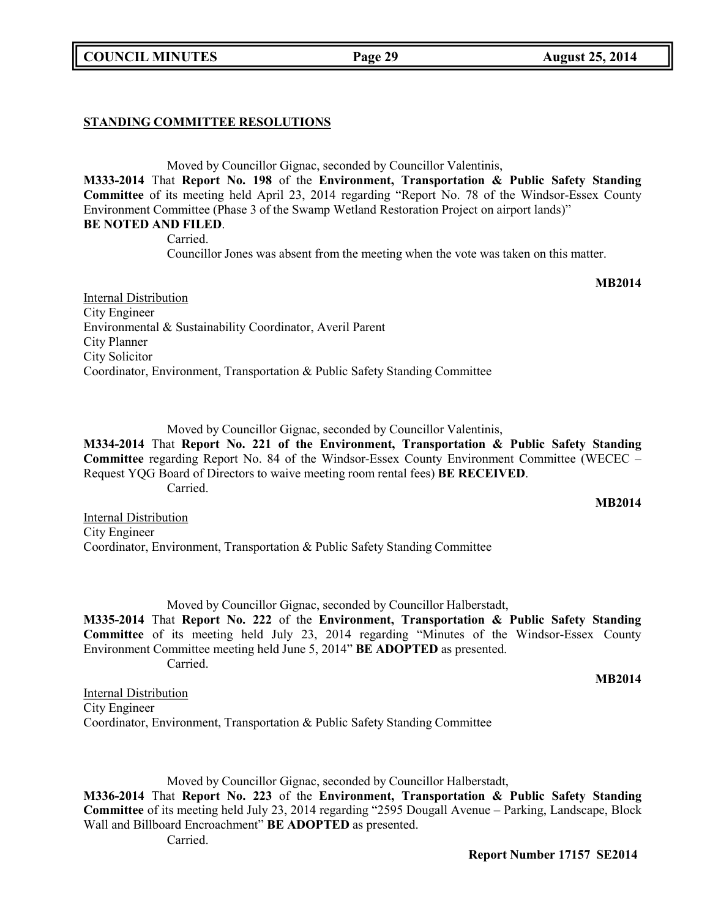**STANDING COMMITTEE RESOLUTIONS**

Moved by Councillor Gignac, seconded by Councillor Valentinis,

**M333-2014** That **Report No. 198** of the **Environment, Transportation & Public Safety Standing Committee** of its meeting held April 23, 2014 regarding "Report No. 78 of the Windsor-Essex County Environment Committee (Phase 3 of the Swamp Wetland Restoration Project on airport lands)" **BE NOTED AND FILED**.

Carried.

Councillor Jones was absent from the meeting when the vote was taken on this matter.

**MB2014**

Internal Distribution
City Engineer
Environmental & Sustainability Coordinator, Averil Parent
City Planner
City Solicitor
Coordinator, Environment, Transportation & Public Safety Standing Committee

Moved by Councillor Gignac, seconded by Councillor Valentinis,

**M334-2014** That **Report No. 221 of the Environment, Transportation & Public Safety Standing Committee** regarding Report No. 84 of the Windsor-Essex County Environment Committee (WECEC – Request YQG Board of Directors to waive meeting room rental fees) **BE RECEIVED**.

Carried.

**MB2014**

Internal Distribution
City Engineer
Coordinator, Environment, Transportation & Public Safety Standing Committee

Moved by Councillor Gignac, seconded by Councillor Halberstadt,

**M335-2014** That **Report No. 222** of the **Environment, Transportation & Public Safety Standing Committee** of its meeting held July 23, 2014 regarding "Minutes of the Windsor-Essex County Environment Committee meeting held June 5, 2014" **BE ADOPTED** as presented.

Carried.

**MB2014**

Internal Distribution
City Engineer
Coordinator, Environment, Transportation & Public Safety Standing Committee

Moved by Councillor Gignac, seconded by Councillor Halberstadt,

**M336-2014** That **Report No. 223** of the **Environment, Transportation & Public Safety Standing Committee** of its meeting held July 23, 2014 regarding "2595 Dougall Avenue – Parking, Landscape, Block Wall and Billboard Encroachment" **BE ADOPTED** as presented.

Carried.

**Report Number 17157 SE2014**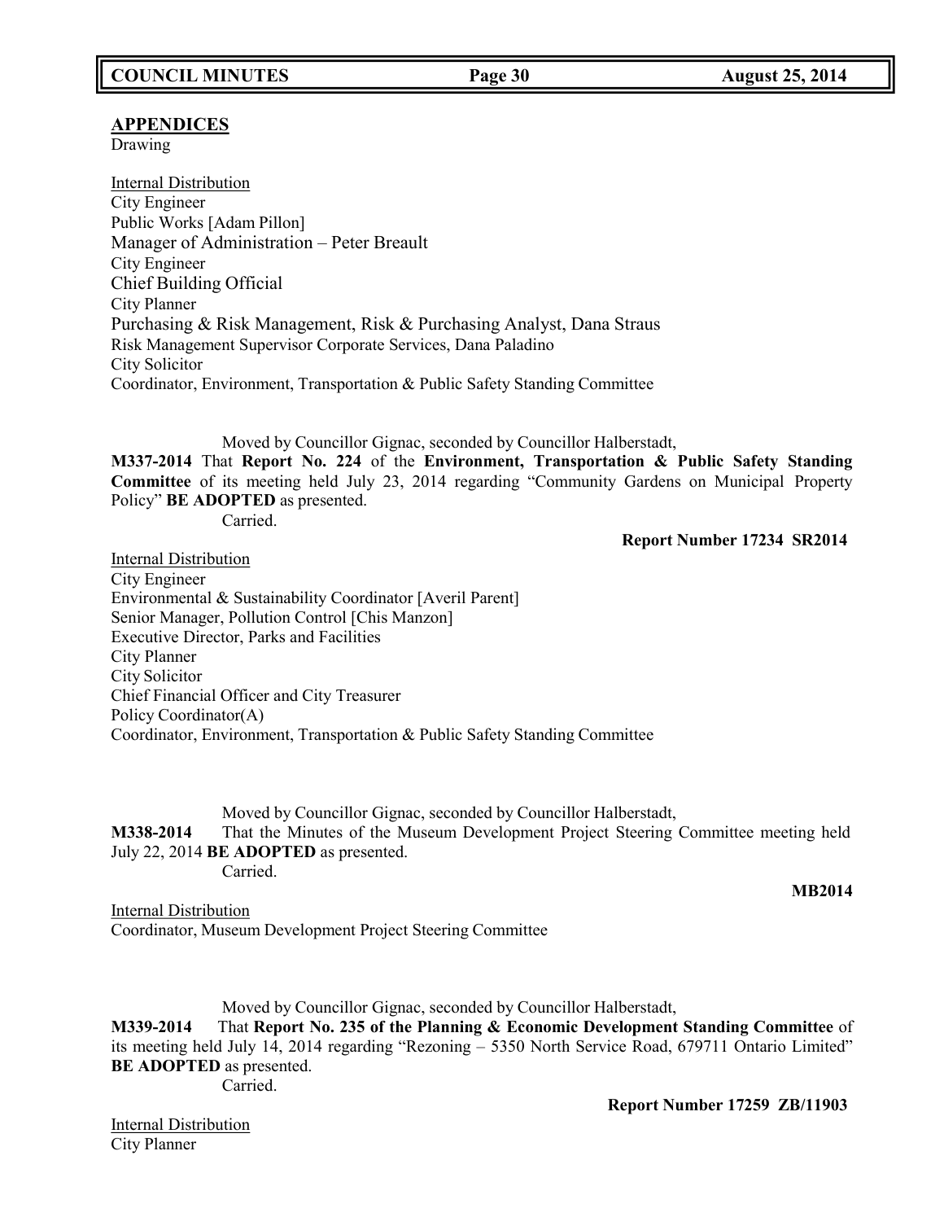## APPENDICES

Drawing

Internal Distribution
City Engineer
Public Works [Adam Pillon]
Manager of Administration – Peter Breault
City Engineer
Chief Building Official
City Planner
Purchasing & Risk Management, Risk & Purchasing Analyst, Dana Straus
Risk Management Supervisor Corporate Services, Dana Paladino
City Solicitor
Coordinator, Environment, Transportation & Public Safety Standing Committee

Moved by Councillor Gignac, seconded by Councillor Halberstadt,

**M337-2014** That **Report No. 224** of the **Environment, Transportation & Public Safety Standing Committee** of its meeting held July 23, 2014 regarding "Community Gardens on Municipal Property Policy" **BE ADOPTED** as presented.

Carried.

**Report Number 17234 SR2014**

Internal Distribution
City Engineer
Environmental & Sustainability Coordinator [Averil Parent]
Senior Manager, Pollution Control [Chis Manzon]
Executive Director, Parks and Facilities
City Planner
City Solicitor
Chief Financial Officer and City Treasurer
Policy Coordinator(A)
Coordinator, Environment, Transportation & Public Safety Standing Committee

Moved by Councillor Gignac, seconded by Councillor Halberstadt,

**M338-2014** That the Minutes of the Museum Development Project Steering Committee meeting held July 22, 2014 **BE ADOPTED** as presented.

Carried.

**MB2014**

Internal Distribution
Coordinator, Museum Development Project Steering Committee

Moved by Councillor Gignac, seconded by Councillor Halberstadt,

**M339-2014** That **Report No. 235 of the Planning & Economic Development Standing Committee** of its meeting held July 14, 2014 regarding "Rezoning – 5350 North Service Road, 679711 Ontario Limited" **BE ADOPTED** as presented.

Carried.

**Report Number 17259 ZB/11903**

Internal Distribution
City Planner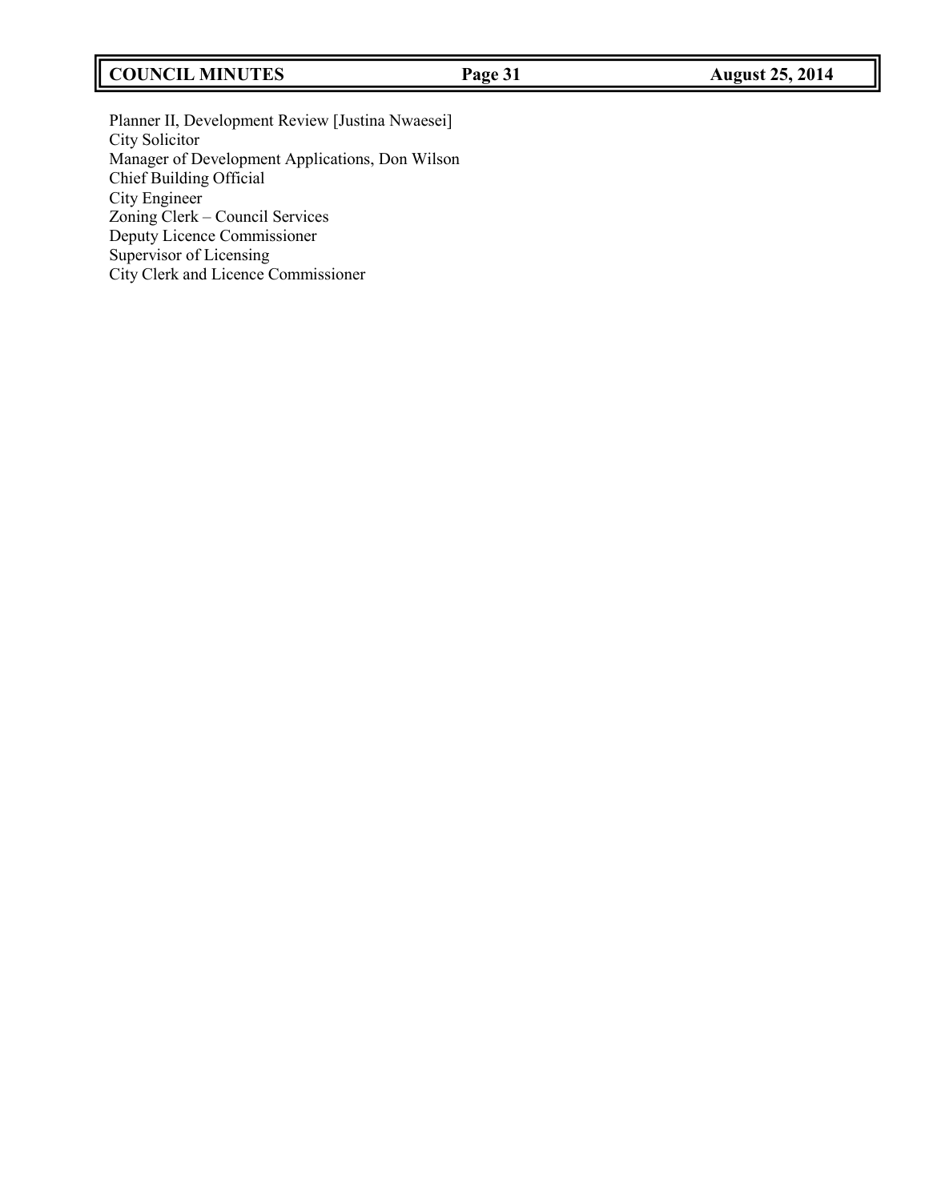Planner II, Development Review [Justina Nwaesei]
City Solicitor
Manager of Development Applications, Don Wilson
Chief Building Official
City Engineer
Zoning Clerk – Council Services
Deputy Licence Commissioner
Supervisor of Licensing
City Clerk and Licence Commissioner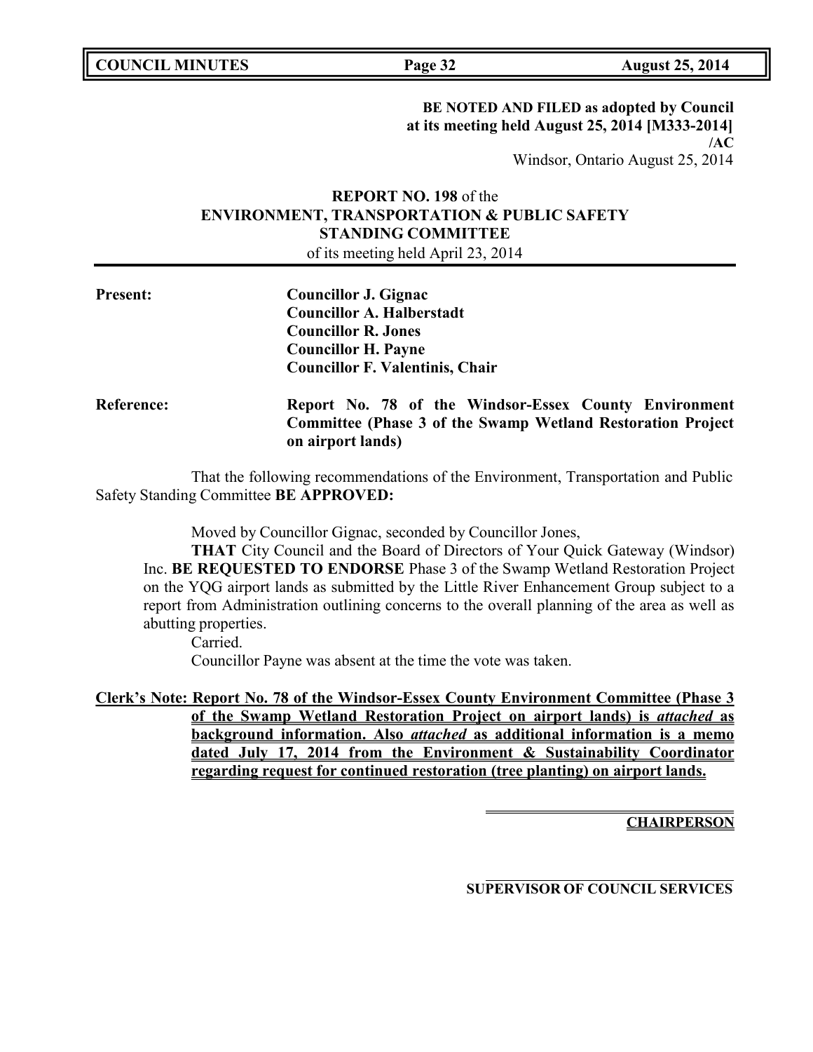**BE NOTED AND FILED as adopted by Council at its meeting held August 25, 2014 [M333-2014]**
**/AC**
Windsor, Ontario August 25, 2014

**REPORT NO. 198** of the
**ENVIRONMENT, TRANSPORTATION & PUBLIC SAFETY STANDING COMMITTEE**
of its meeting held April 23, 2014

**Present:**
**Councillor J. Gignac**
**Councillor A. Halberstadt**
**Councillor R. Jones**
**Councillor H. Payne**
**Councillor F. Valentinis, Chair**

**Reference:** **Report No. 78 of the Windsor-Essex County Environment Committee (Phase 3 of the Swamp Wetland Restoration Project on airport lands)**

That the following recommendations of the Environment, Transportation and Public Safety Standing Committee **BE APPROVED:**

Moved by Councillor Gignac, seconded by Councillor Jones,

**THAT** City Council and the Board of Directors of Your Quick Gateway (Windsor) Inc. **BE REQUESTED TO ENDORSE** Phase 3 of the Swamp Wetland Restoration Project on the YQG airport lands as submitted by the Little River Enhancement Group subject to a report from Administration outlining concerns to the overall planning of the area as well as abutting properties.

Carried.

Councillor Payne was absent at the time the vote was taken.

**Clerk's Note: Report No. 78 of the Windsor-Essex County Environment Committee (Phase 3 of the Swamp Wetland Restoration Project on airport lands) is *attached* as background information. Also *attached* as additional information is a memo dated July 17, 2014 from the Environment & Sustainability Coordinator regarding request for continued restoration (tree planting) on airport lands.**

**CHAIRPERSON**

**SUPERVISOR OF COUNCIL SERVICES**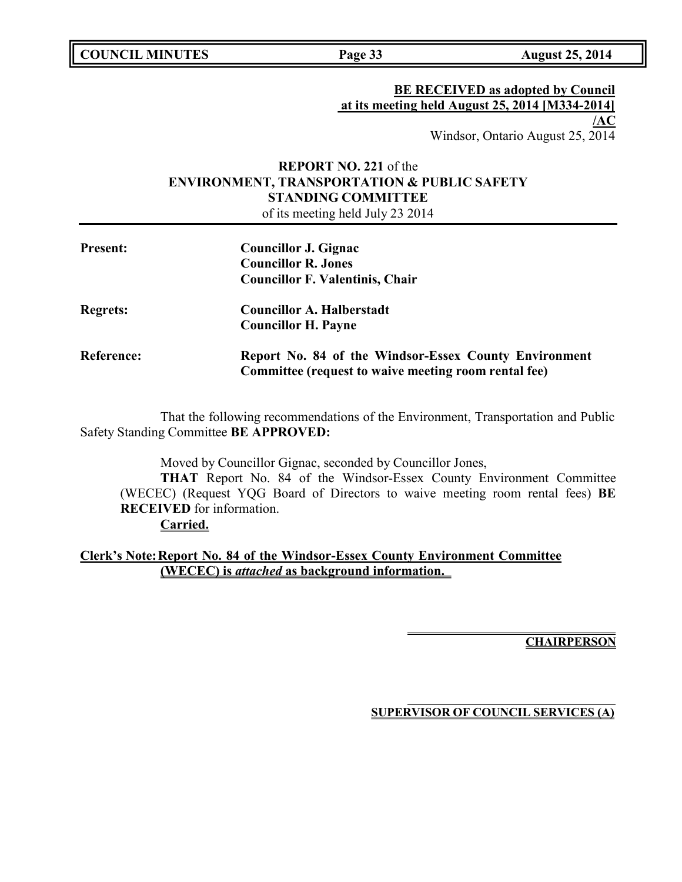**BE RECEIVED as adopted by Council at its meeting held August 25, 2014 [M334-2014] /AC**

Windsor, Ontario August 25, 2014

**REPORT NO. 221** of the
**ENVIRONMENT, TRANSPORTATION & PUBLIC SAFETY STANDING COMMITTEE**
of its meeting held July 23 2014

| | |
|---|---|
| **Present:** | **Councillor J. Gignac**<br>**Councillor R. Jones**<br>**Councillor F. Valentinis, Chair** |
| **Regrets:** | **Councillor A. Halberstadt**<br>**Councillor H. Payne** |
| **Reference:** | **Report No. 84 of the Windsor-Essex County Environment Committee (request to waive meeting room rental fee)** |

That the following recommendations of the Environment, Transportation and Public Safety Standing Committee **BE APPROVED:**

> Moved by Councillor Gignac, seconded by Councillor Jones,
>
> **THAT** Report No. 84 of the Windsor-Essex County Environment Committee (WECEC) (Request YQG Board of Directors to waive meeting room rental fees) **BE RECEIVED** for information.
>
> **Carried.**

**Clerk's Note: Report No. 84 of the Windsor-Essex County Environment Committee (WECEC) is *attached* as background information.**

**CHAIRPERSON**

**SUPERVISOR OF COUNCIL SERVICES (A)**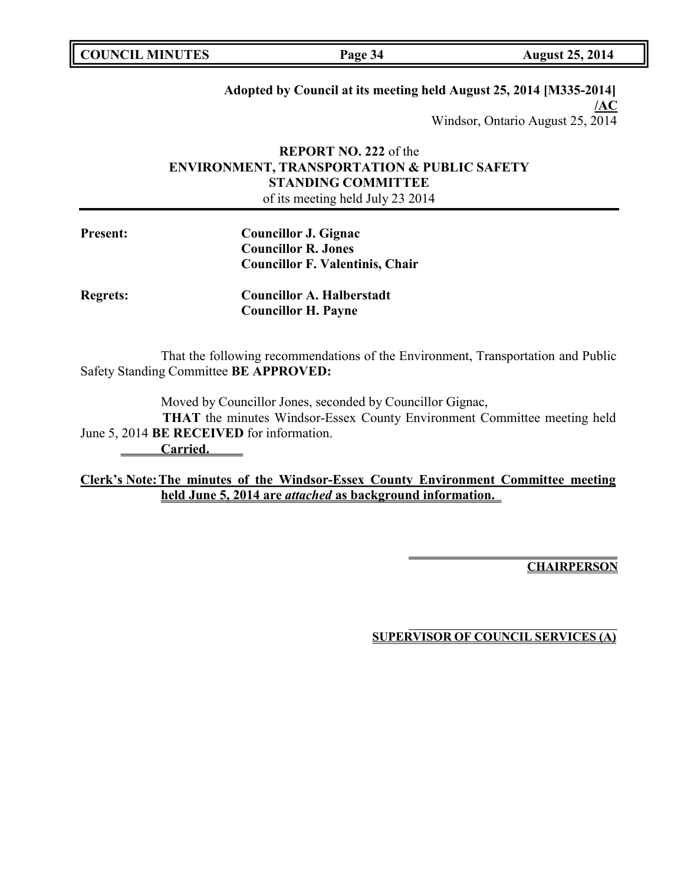**Adopted by Council at its meeting held August 25, 2014 [M335-2014]**
**/AC**
Windsor, Ontario August 25, 2014

**REPORT NO. 222** of the
**ENVIRONMENT, TRANSPORTATION & PUBLIC SAFETY STANDING COMMITTEE**
of its meeting held July 23 2014

**Present:** **Councillor J. Gignac**
**Councillor R. Jones**
**Councillor F. Valentinis, Chair**

**Regrets:** **Councillor A. Halberstadt**
**Councillor H. Payne**

That the following recommendations of the Environment, Transportation and Public Safety Standing Committee **BE APPROVED:**

Moved by Councillor Jones, seconded by Councillor Gignac,
**THAT** the minutes Windsor-Essex County Environment Committee meeting held June 5, 2014 **BE RECEIVED** for information.
**Carried.**

**Clerk's Note: The minutes of the Windsor-Essex County Environment Committee meeting held June 5, 2014 are *attached* as background information.**

**CHAIRPERSON**

**SUPERVISOR OF COUNCIL SERVICES (A)**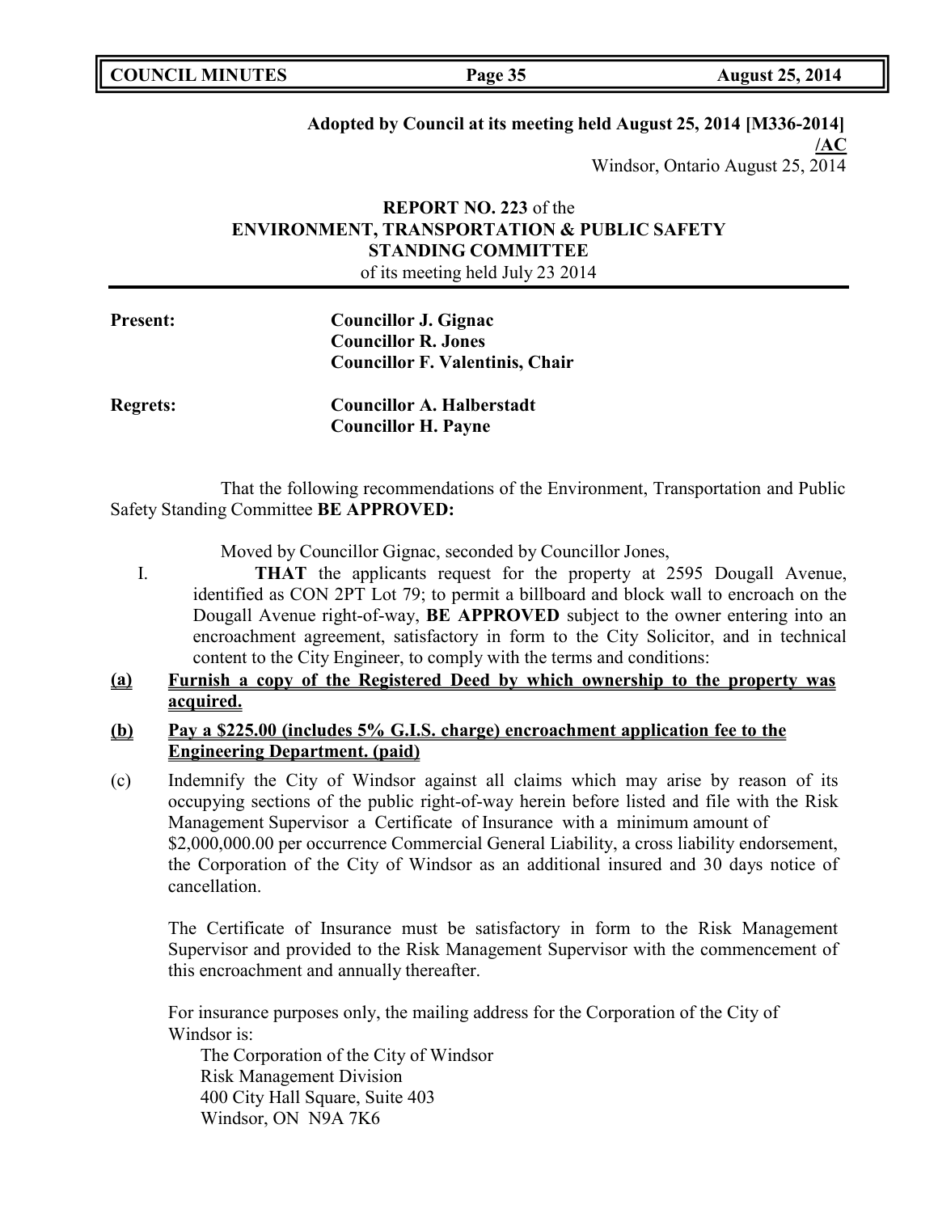**Adopted by Council at its meeting held August 25, 2014 [M336-2014]**
**/AC**
Windsor, Ontario August 25, 2014

**REPORT NO. 223** of the
**ENVIRONMENT, TRANSPORTATION & PUBLIC SAFETY STANDING COMMITTEE**
of its meeting held July 23 2014

**Present:** **Councillor J. Gignac**
**Councillor R. Jones**
**Councillor F. Valentinis, Chair**

**Regrets:** **Councillor A. Halberstadt**
**Councillor H. Payne**

That the following recommendations of the Environment, Transportation and Public Safety Standing Committee **BE APPROVED:**

Moved by Councillor Gignac, seconded by Councillor Jones,

I. **THAT** the applicants request for the property at 2595 Dougall Avenue, identified as CON 2PT Lot 79; to permit a billboard and block wall to encroach on the Dougall Avenue right-of-way, **BE APPROVED** subject to the owner entering into an encroachment agreement, satisfactory in form to the City Solicitor, and in technical content to the City Engineer, to comply with the terms and conditions:

**(a) Furnish a copy of the Registered Deed by which ownership to the property was acquired.**

**(b) Pay a $225.00 (includes 5% G.I.S. charge) encroachment application fee to the Engineering Department. (paid)**

(c) Indemnify the City of Windsor against all claims which may arise by reason of its occupying sections of the public right-of-way herein before listed and file with the Risk Management Supervisor a Certificate of Insurance with a minimum amount of $2,000,000.00 per occurrence Commercial General Liability, a cross liability endorsement, the Corporation of the City of Windsor as an additional insured and 30 days notice of cancellation.

The Certificate of Insurance must be satisfactory in form to the Risk Management Supervisor and provided to the Risk Management Supervisor with the commencement of this encroachment and annually thereafter.

For insurance purposes only, the mailing address for the Corporation of the City of Windsor is:

The Corporation of the City of Windsor
Risk Management Division
400 City Hall Square, Suite 403
Windsor, ON N9A 7K6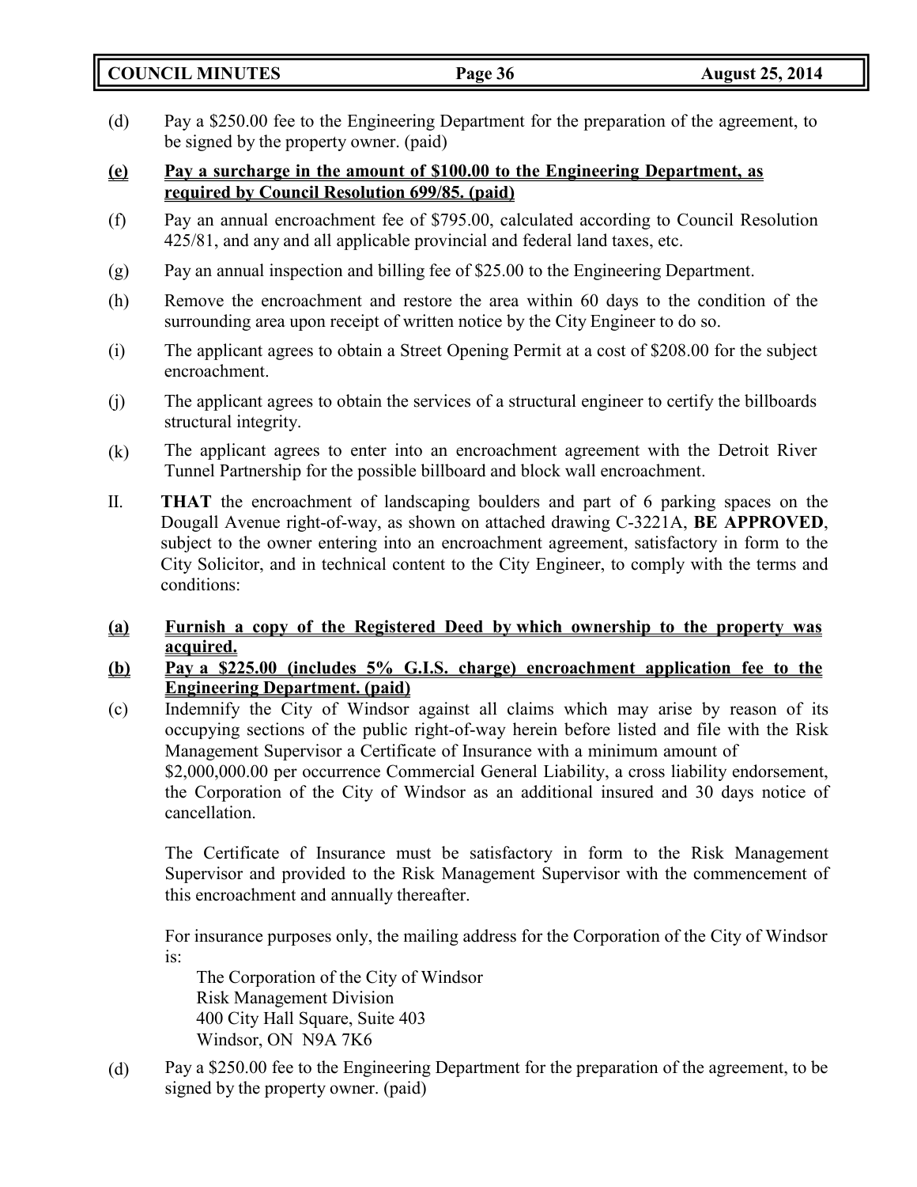(d) Pay a $250.00 fee to the Engineering Department for the preparation of the agreement, to be signed by the property owner. (paid)

**(e) Pay a surcharge in the amount of $100.00 to the Engineering Department, as required by Council Resolution 699/85. (paid)**

(f) Pay an annual encroachment fee of $795.00, calculated according to Council Resolution 425/81, and any and all applicable provincial and federal land taxes, etc.

(g) Pay an annual inspection and billing fee of $25.00 to the Engineering Department.

(h) Remove the encroachment and restore the area within 60 days to the condition of the surrounding area upon receipt of written notice by the City Engineer to do so.

(i) The applicant agrees to obtain a Street Opening Permit at a cost of $208.00 for the subject encroachment.

(j) The applicant agrees to obtain the services of a structural engineer to certify the billboards structural integrity.

(k) The applicant agrees to enter into an encroachment agreement with the Detroit River Tunnel Partnership for the possible billboard and block wall encroachment.

II. **THAT** the encroachment of landscaping boulders and part of 6 parking spaces on the Dougall Avenue right-of-way, as shown on attached drawing C-3221A, **BE APPROVED**, subject to the owner entering into an encroachment agreement, satisfactory in form to the City Solicitor, and in technical content to the City Engineer, to comply with the terms and conditions:

**(a) Furnish a copy of the Registered Deed by which ownership to the property was acquired.**

**(b) Pay a $225.00 (includes 5% G.I.S. charge) encroachment application fee to the Engineering Department. (paid)**

(c) Indemnify the City of Windsor against all claims which may arise by reason of its occupying sections of the public right-of-way herein before listed and file with the Risk Management Supervisor a Certificate of Insurance with a minimum amount of $2,000,000.00 per occurrence Commercial General Liability, a cross liability endorsement, the Corporation of the City of Windsor as an additional insured and 30 days notice of cancellation.

The Certificate of Insurance must be satisfactory in form to the Risk Management Supervisor and provided to the Risk Management Supervisor with the commencement of this encroachment and annually thereafter.

For insurance purposes only, the mailing address for the Corporation of the City of Windsor is:

The Corporation of the City of Windsor
Risk Management Division
400 City Hall Square, Suite 403
Windsor, ON N9A 7K6

(d) Pay a $250.00 fee to the Engineering Department for the preparation of the agreement, to be signed by the property owner. (paid)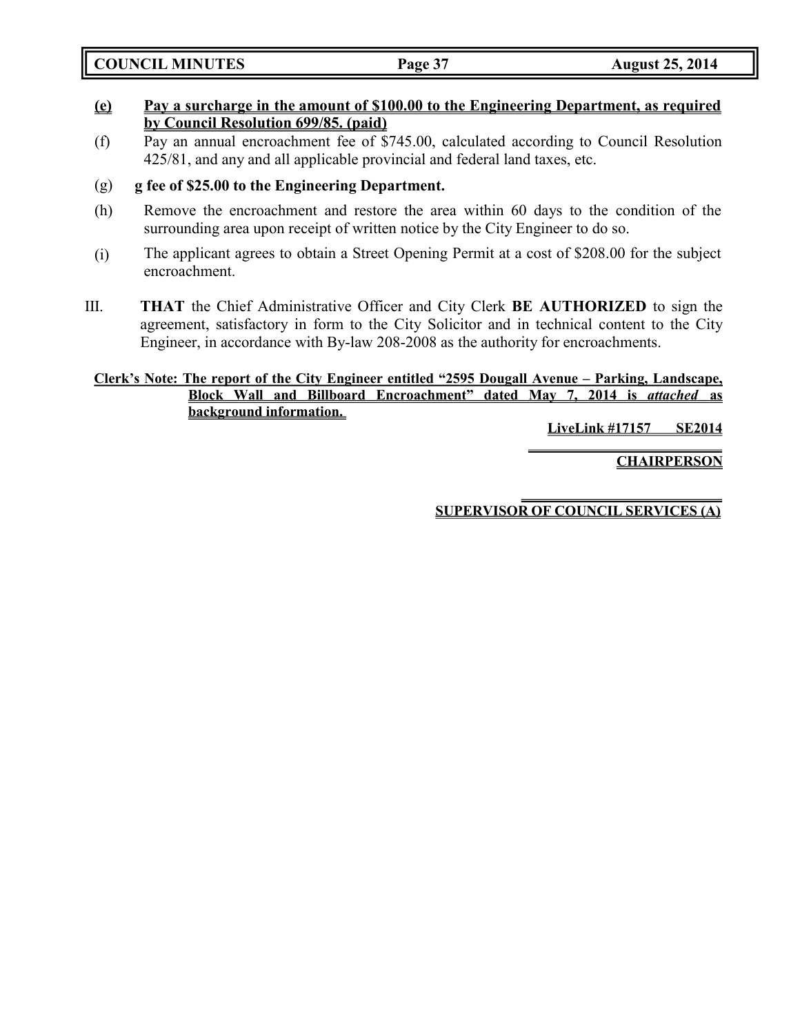**(e)** **Pay a surcharge in the amount of $100.00 to the Engineering Department, as required by Council Resolution 699/85. (paid)**

(f) Pay an annual encroachment fee of $745.00, calculated according to Council Resolution 425/81, and any and all applicable provincial and federal land taxes, etc.

(g) **g fee of $25.00 to the Engineering Department.**

(h) Remove the encroachment and restore the area within 60 days to the condition of the surrounding area upon receipt of written notice by the City Engineer to do so.

(i) The applicant agrees to obtain a Street Opening Permit at a cost of $208.00 for the subject encroachment.

III. **THAT** the Chief Administrative Officer and City Clerk **BE AUTHORIZED** to sign the agreement, satisfactory in form to the City Solicitor and in technical content to the City Engineer, in accordance with By-law 208-2008 as the authority for encroachments.

**Clerk's Note: The report of the City Engineer entitled "2595 Dougall Avenue – Parking, Landscape, Block Wall and Billboard Encroachment" dated May 7, 2014 is *attached* as background information.**

**LiveLink #17157 SE2014**

**CHAIRPERSON**

**SUPERVISOR OF COUNCIL SERVICES (A)**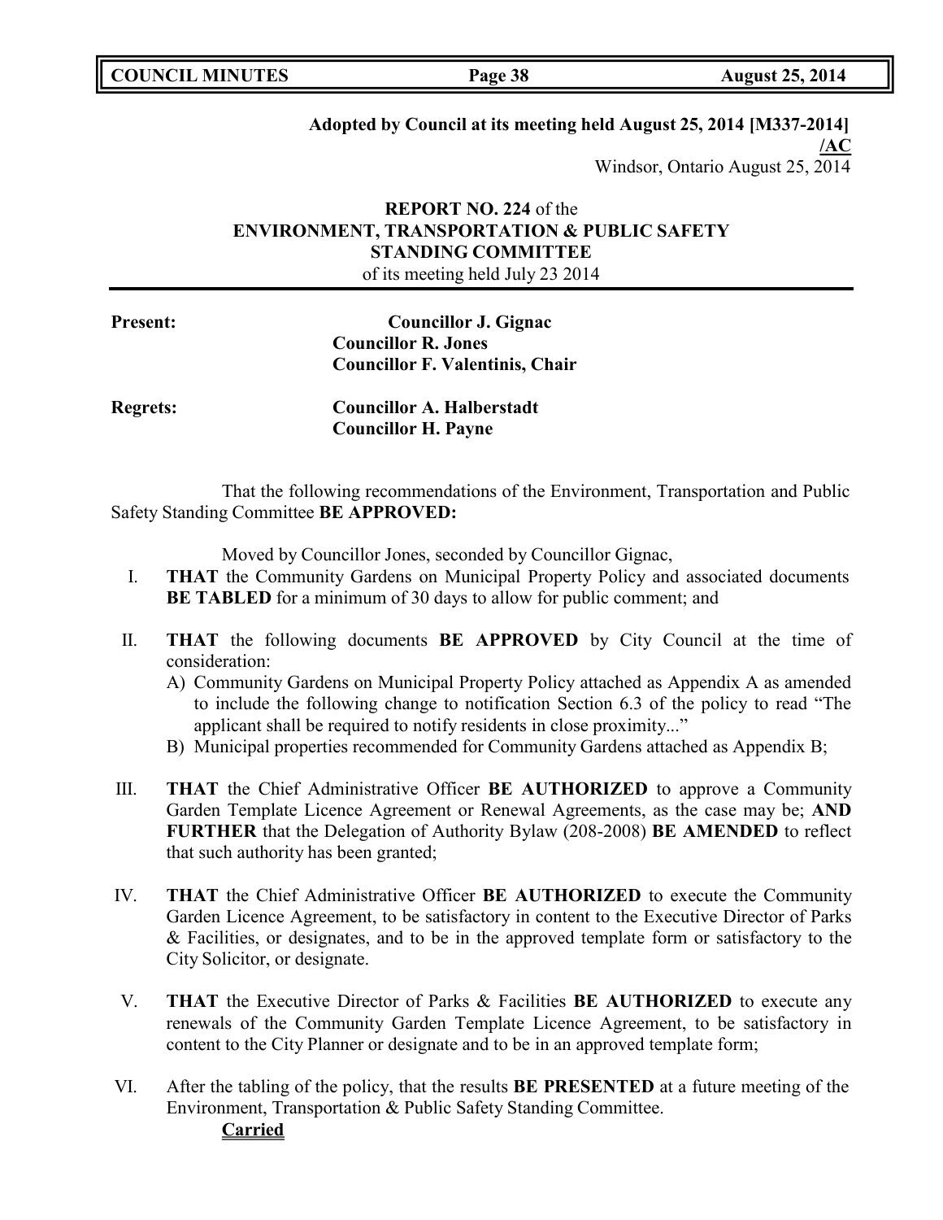**Adopted by Council at its meeting held August 25, 2014 [M337-2014]**
**/AC**
Windsor, Ontario August 25, 2014

**REPORT NO. 224** of the
**ENVIRONMENT, TRANSPORTATION & PUBLIC SAFETY STANDING COMMITTEE**
of its meeting held July 23 2014

**Present:** **Councillor J. Gignac**
**Councillor R. Jones**
**Councillor F. Valentinis, Chair**

**Regrets:** **Councillor A. Halberstadt**
**Councillor H. Payne**

That the following recommendations of the Environment, Transportation and Public Safety Standing Committee **BE APPROVED:**

Moved by Councillor Jones, seconded by Councillor Gignac,

I. **THAT** the Community Gardens on Municipal Property Policy and associated documents **BE TABLED** for a minimum of 30 days to allow for public comment; and

II. **THAT** the following documents **BE APPROVED** by City Council at the time of consideration:
   A) Community Gardens on Municipal Property Policy attached as Appendix A as amended to include the following change to notification Section 6.3 of the policy to read "The applicant shall be required to notify residents in close proximity..."
   B) Municipal properties recommended for Community Gardens attached as Appendix B;

III. **THAT** the Chief Administrative Officer **BE AUTHORIZED** to approve a Community Garden Template Licence Agreement or Renewal Agreements, as the case may be; **AND FURTHER** that the Delegation of Authority Bylaw (208-2008) **BE AMENDED** to reflect that such authority has been granted;

IV. **THAT** the Chief Administrative Officer **BE AUTHORIZED** to execute the Community Garden Licence Agreement, to be satisfactory in content to the Executive Director of Parks & Facilities, or designates, and to be in the approved template form or satisfactory to the City Solicitor, or designate.

V. **THAT** the Executive Director of Parks & Facilities **BE AUTHORIZED** to execute any renewals of the Community Garden Template Licence Agreement, to be satisfactory in content to the City Planner or designate and to be in an approved template form;

VI. After the tabling of the policy, that the results **BE PRESENTED** at a future meeting of the Environment, Transportation & Public Safety Standing Committee.

**Carried**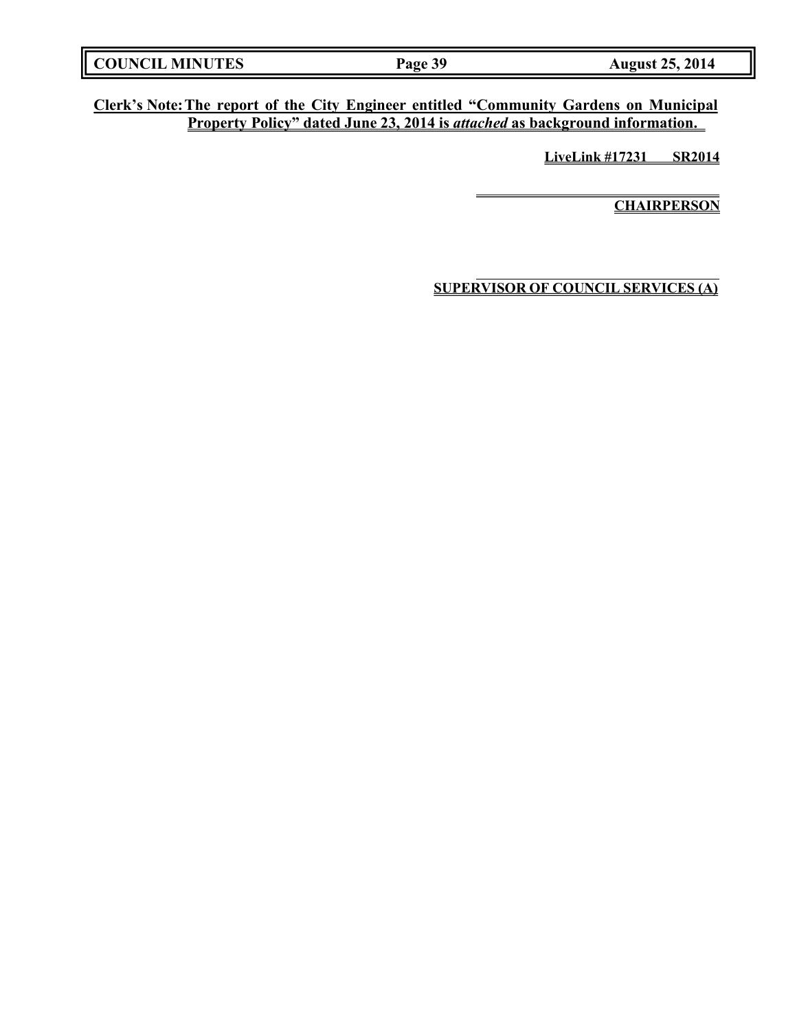**Clerk's Note: The report of the City Engineer entitled "Community Gardens on Municipal Property Policy" dated June 23, 2014 is *attached* as background information.**

**LiveLink #17231 SR2014**

**CHAIRPERSON**

**SUPERVISOR OF COUNCIL SERVICES (A)**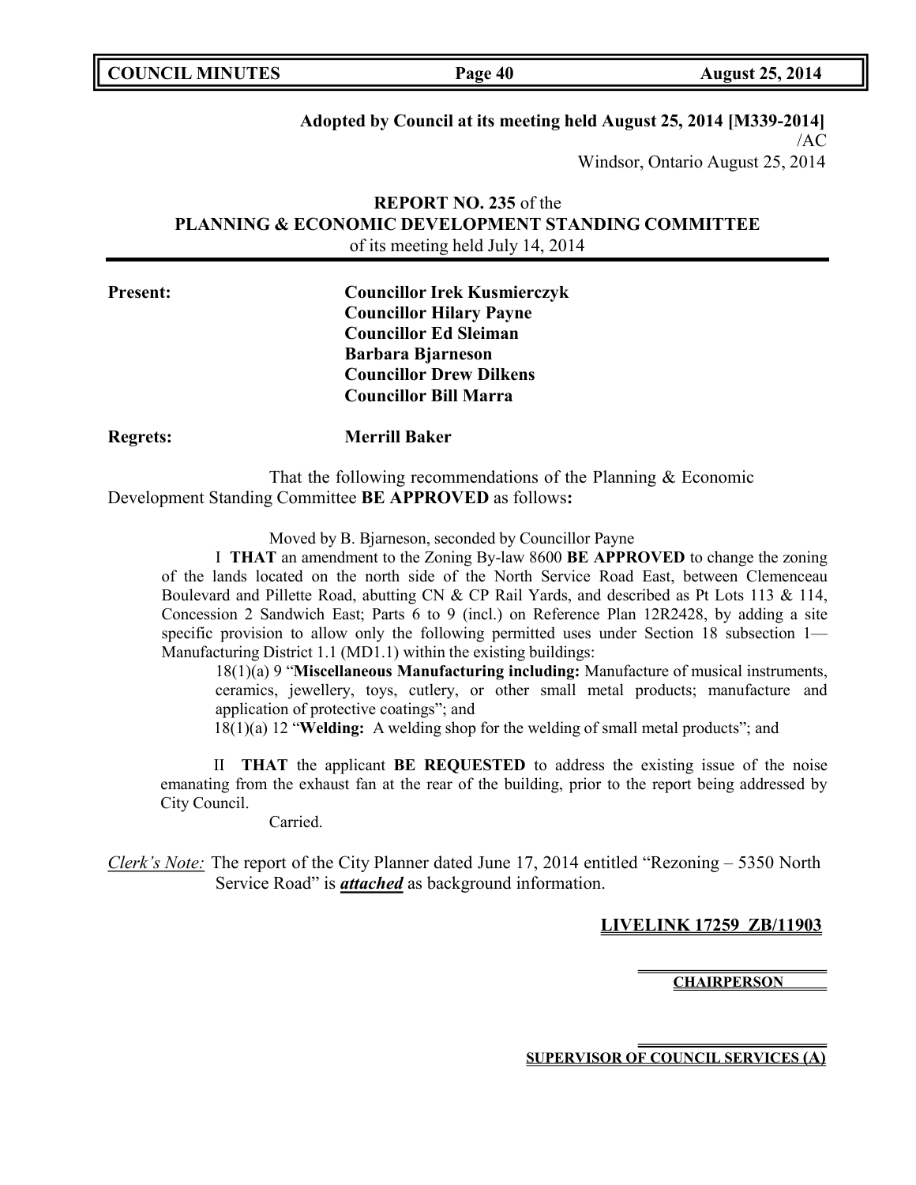**Adopted by Council at its meeting held August 25, 2014 [M339-2014]**
/AC
Windsor, Ontario August 25, 2014

**REPORT NO. 235** of the
**PLANNING & ECONOMIC DEVELOPMENT STANDING COMMITTEE**
of its meeting held July 14, 2014

**Present:** **Councillor Irek Kusmierczyk**
**Councillor Hilary Payne**
**Councillor Ed Sleiman**
**Barbara Bjarneson**
**Councillor Drew Dilkens**
**Councillor Bill Marra**

**Regrets:** **Merrill Baker**

That the following recommendations of the Planning & Economic Development Standing Committee **BE APPROVED** as follows**:**

Moved by B. Bjarneson, seconded by Councillor Payne

I **THAT** an amendment to the Zoning By-law 8600 **BE APPROVED** to change the zoning of the lands located on the north side of the North Service Road East, between Clemenceau Boulevard and Pillette Road, abutting CN & CP Rail Yards, and described as Pt Lots 113 & 114, Concession 2 Sandwich East; Parts 6 to 9 (incl.) on Reference Plan 12R2428, by adding a site specific provision to allow only the following permitted uses under Section 18 subsection 1— Manufacturing District 1.1 (MD1.1) within the existing buildings:

18(1)(a) 9 "**Miscellaneous Manufacturing including:** Manufacture of musical instruments, ceramics, jewellery, toys, cutlery, or other small metal products; manufacture and application of protective coatings"; and

18(1)(a) 12 "**Welding:** A welding shop for the welding of small metal products"; and

II **THAT** the applicant **BE REQUESTED** to address the existing issue of the noise emanating from the exhaust fan at the rear of the building, prior to the report being addressed by City Council.

Carried.

*Clerk's Note:* The report of the City Planner dated June 17, 2014 entitled "Rezoning – 5350 North Service Road" is ***attached*** as background information.

**LIVELINK 17259 ZB/11903**

**CHAIRPERSON**

**SUPERVISOR OF COUNCIL SERVICES (A)**